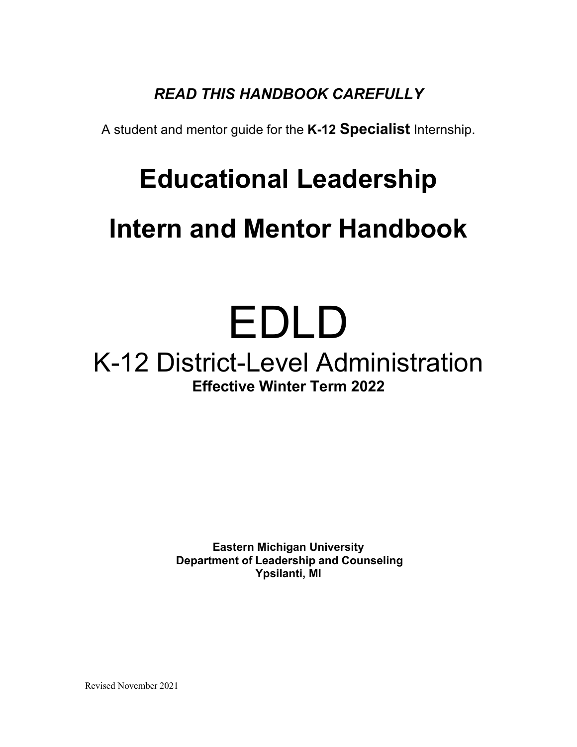***READ THIS HANDBOOK CAREFULLY***

A student and mentor guide for the **K-12 Specialist** Internship.

# Educational Leadership

# Intern and Mentor Handbook

# EDLD

## K-12 District-Level Administration

**Effective Winter Term 2022**

**Eastern Michigan University**
**Department of Leadership and Counseling**
**Ypsilanti, MI**

Revised November 2021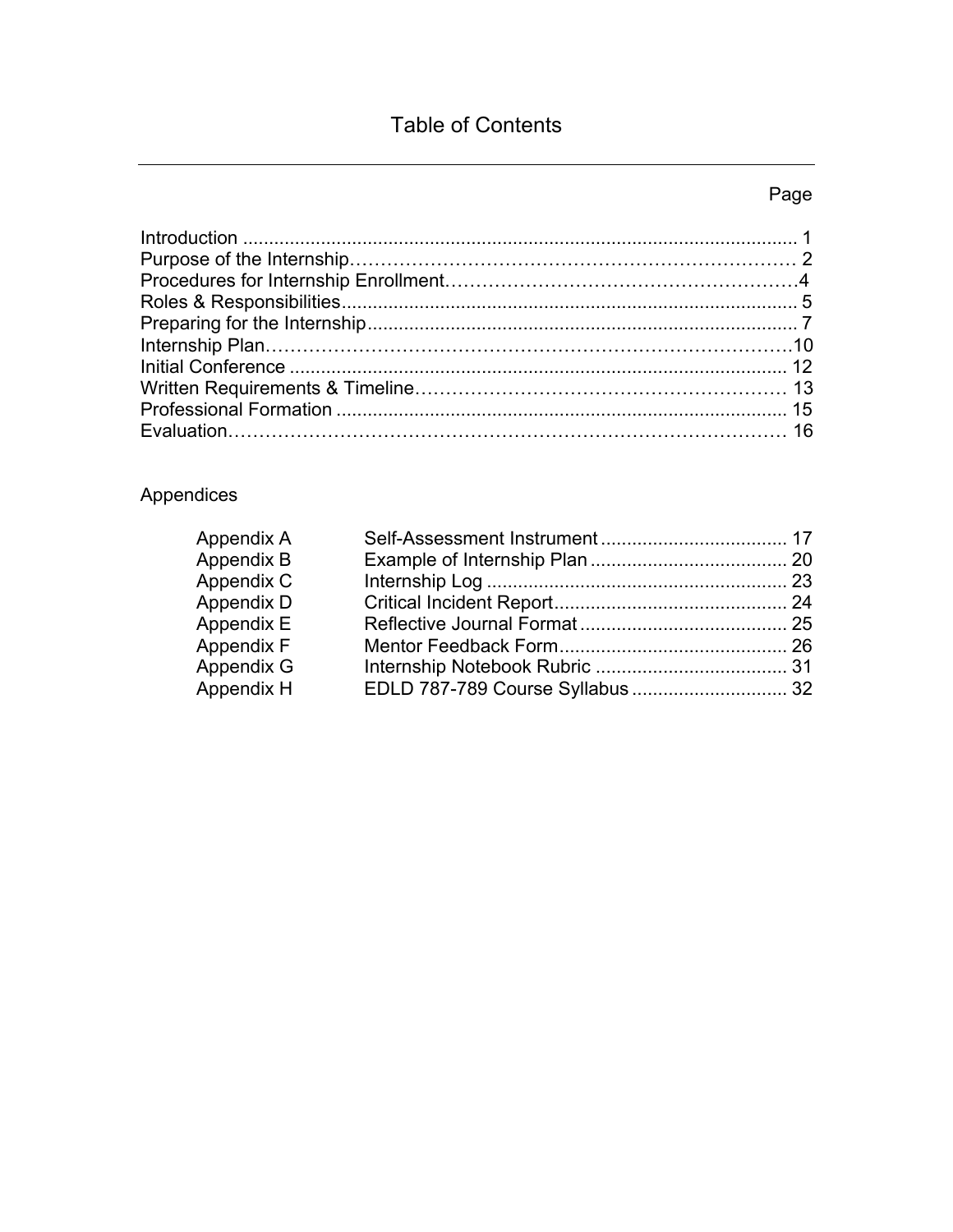# Table of Contents

| | Page |
|---|---|
| Introduction | 1 |
| Purpose of the Internship | 2 |
| Procedures for Internship Enrollment | 4 |
| Roles & Responsibilities | 5 |
| Preparing for the Internship | 7 |
| Internship Plan | 10 |
| Initial Conference | 12 |
| Written Requirements & Timeline | 13 |
| Professional Formation | 15 |
| Evaluation | 16 |

## Appendices

| | | |
|---|---|---|
| Appendix A | Self-Assessment Instrument | 17 |
| Appendix B | Example of Internship Plan | 20 |
| Appendix C | Internship Log | 23 |
| Appendix D | Critical Incident Report | 24 |
| Appendix E | Reflective Journal Format | 25 |
| Appendix F | Mentor Feedback Form | 26 |
| Appendix G | Internship Notebook Rubric | 31 |
| Appendix H | EDLD 787-789 Course Syllabus | 32 |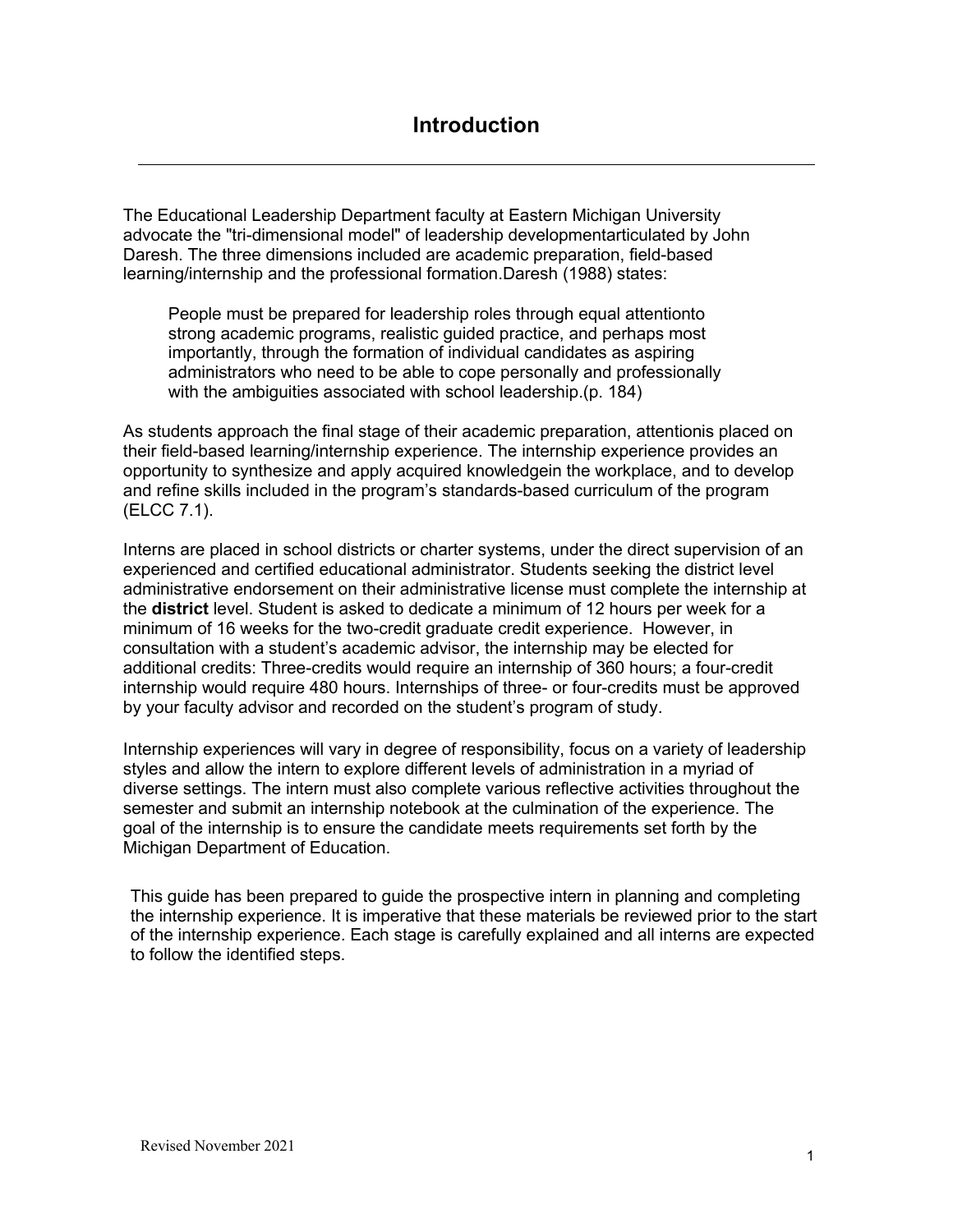# Introduction

The Educational Leadership Department faculty at Eastern Michigan University advocate the "tri-dimensional model" of leadership developmentarticulated by John Daresh. The three dimensions included are academic preparation, field-based learning/internship and the professional formation.Daresh (1988) states:

> People must be prepared for leadership roles through equal attentionto strong academic programs, realistic guided practice, and perhaps most importantly, through the formation of individual candidates as aspiring administrators who need to be able to cope personally and professionally with the ambiguities associated with school leadership.(p. 184)

As students approach the final stage of their academic preparation, attentionis placed on their field-based learning/internship experience. The internship experience provides an opportunity to synthesize and apply acquired knowledgein the workplace, and to develop and refine skills included in the program's standards-based curriculum of the program (ELCC 7.1).

Interns are placed in school districts or charter systems, under the direct supervision of an experienced and certified educational administrator. Students seeking the district level administrative endorsement on their administrative license must complete the internship at the **district** level. Student is asked to dedicate a minimum of 12 hours per week for a minimum of 16 weeks for the two-credit graduate credit experience. However, in consultation with a student's academic advisor, the internship may be elected for additional credits: Three-credits would require an internship of 360 hours; a four-credit internship would require 480 hours. Internships of three- or four-credits must be approved by your faculty advisor and recorded on the student's program of study.

Internship experiences will vary in degree of responsibility, focus on a variety of leadership styles and allow the intern to explore different levels of administration in a myriad of diverse settings. The intern must also complete various reflective activities throughout the semester and submit an internship notebook at the culmination of the experience. The goal of the internship is to ensure the candidate meets requirements set forth by the Michigan Department of Education.

This guide has been prepared to guide the prospective intern in planning and completing the internship experience. It is imperative that these materials be reviewed prior to the start of the internship experience. Each stage is carefully explained and all interns are expected to follow the identified steps.

Revised November 2021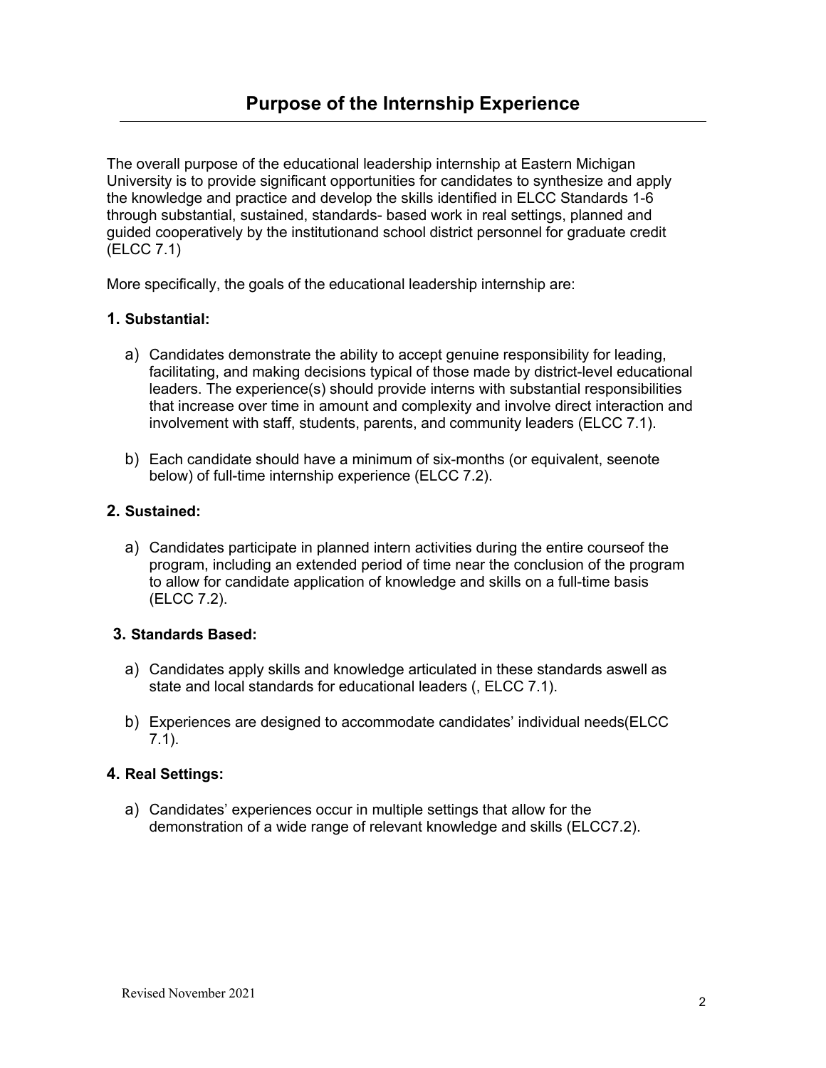# Purpose of the Internship Experience

The overall purpose of the educational leadership internship at Eastern Michigan University is to provide significant opportunities for candidates to synthesize and apply the knowledge and practice and develop the skills identified in ELCC Standards 1-6 through substantial, sustained, standards- based work in real settings, planned and guided cooperatively by the institutionand school district personnel for graduate credit (ELCC 7.1)

More specifically, the goals of the educational leadership internship are:

### 1. Substantial:

a) Candidates demonstrate the ability to accept genuine responsibility for leading, facilitating, and making decisions typical of those made by district-level educational leaders. The experience(s) should provide interns with substantial responsibilities that increase over time in amount and complexity and involve direct interaction and involvement with staff, students, parents, and community leaders (ELCC 7.1).

b) Each candidate should have a minimum of six-months (or equivalent, seenote below) of full-time internship experience (ELCC 7.2).

### 2. Sustained:

a) Candidates participate in planned intern activities during the entire courseof the program, including an extended period of time near the conclusion of the program to allow for candidate application of knowledge and skills on a full-time basis (ELCC 7.2).

### 3. Standards Based:

a) Candidates apply skills and knowledge articulated in these standards aswell as state and local standards for educational leaders (, ELCC 7.1).

b) Experiences are designed to accommodate candidates' individual needs(ELCC 7.1).

### 4. Real Settings:

a) Candidates' experiences occur in multiple settings that allow for the demonstration of a wide range of relevant knowledge and skills (ELCC7.2).

Revised November 2021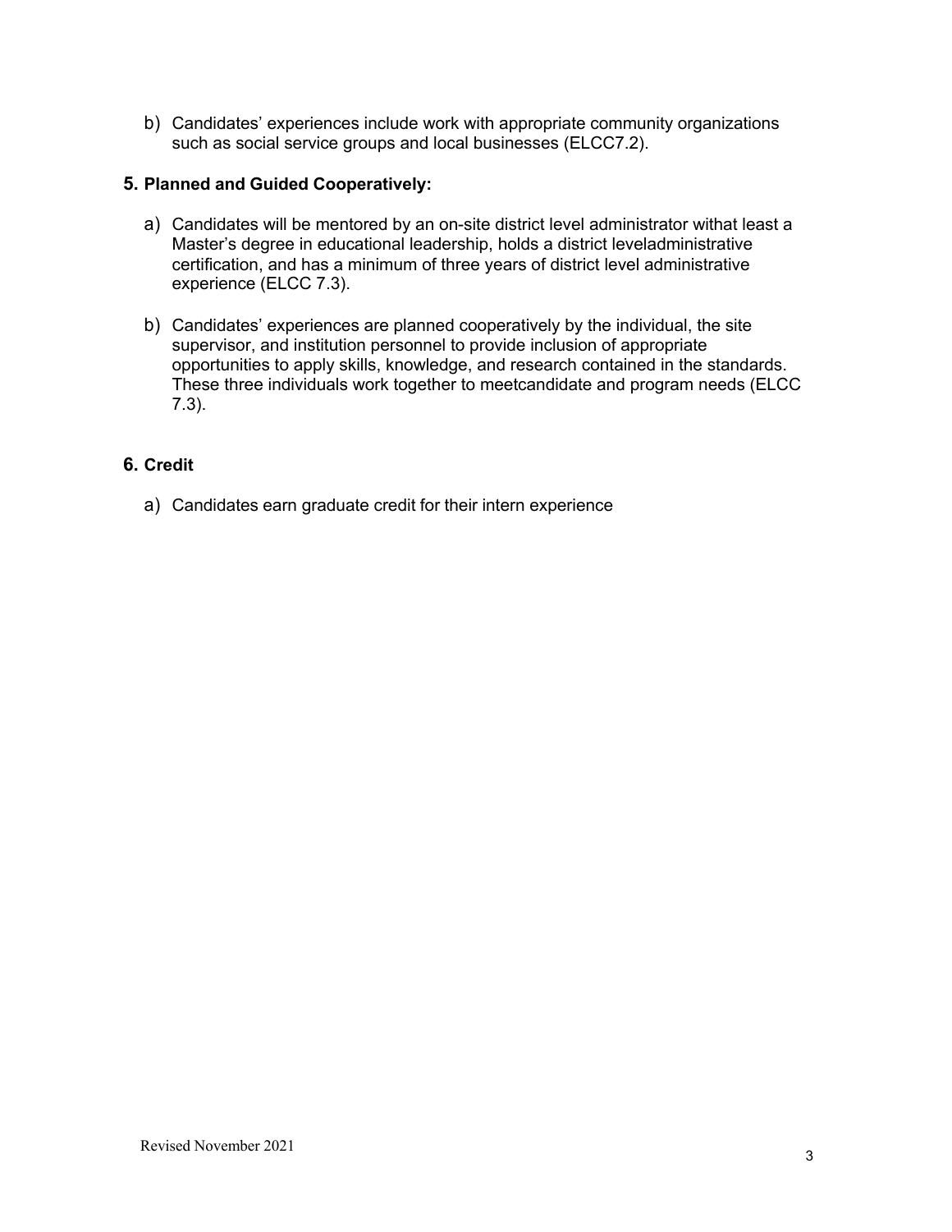b) Candidates' experiences include work with appropriate community organizations such as social service groups and local businesses (ELCC7.2).

### 5. Planned and Guided Cooperatively:

a) Candidates will be mentored by an on-site district level administrator withat least a Master's degree in educational leadership, holds a district leveladministrative certification, and has a minimum of three years of district level administrative experience (ELCC 7.3).

b) Candidates' experiences are planned cooperatively by the individual, the site supervisor, and institution personnel to provide inclusion of appropriate opportunities to apply skills, knowledge, and research contained in the standards. These three individuals work together to meetcandidate and program needs (ELCC 7.3).

### 6. Credit

a) Candidates earn graduate credit for their intern experience

Revised November 2021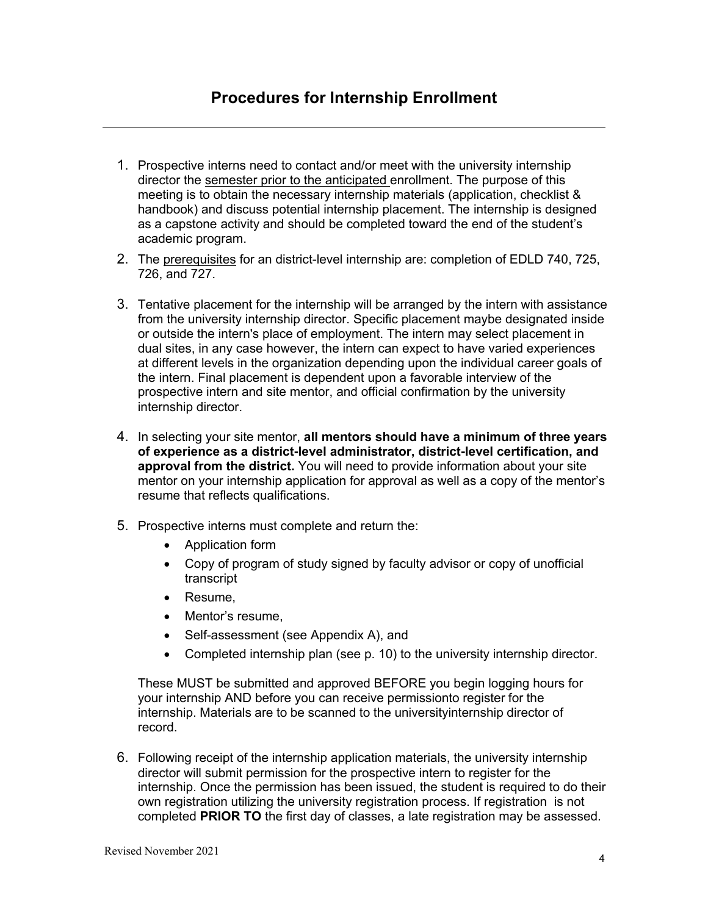# Procedures for Internship Enrollment

1. Prospective interns need to contact and/or meet with the university internship director the semester prior to the anticipated enrollment. The purpose of this meeting is to obtain the necessary internship materials (application, checklist & handbook) and discuss potential internship placement. The internship is designed as a capstone activity and should be completed toward the end of the student's academic program.

2. The prerequisites for an district-level internship are: completion of EDLD 740, 725, 726, and 727.

3. Tentative placement for the internship will be arranged by the intern with assistance from the university internship director. Specific placement maybe designated inside or outside the intern's place of employment. The intern may select placement in dual sites, in any case however, the intern can expect to have varied experiences at different levels in the organization depending upon the individual career goals of the intern. Final placement is dependent upon a favorable interview of the prospective intern and site mentor, and official confirmation by the university internship director.

4. In selecting your site mentor, **all mentors should have a minimum of three years of experience as a district-level administrator, district-level certification, and approval from the district.** You will need to provide information about your site mentor on your internship application for approval as well as a copy of the mentor's resume that reflects qualifications.

5. Prospective interns must complete and return the:
   - Application form
   - Copy of program of study signed by faculty advisor or copy of unofficial transcript
   - Resume,
   - Mentor's resume,
   - Self-assessment (see Appendix A), and
   - Completed internship plan (see p. 10) to the university internship director.

   These MUST be submitted and approved BEFORE you begin logging hours for your internship AND before you can receive permissionto register for the internship. Materials are to be scanned to the universityinternship director of record.

6. Following receipt of the internship application materials, the university internship director will submit permission for the prospective intern to register for the internship. Once the permission has been issued, the student is required to do their own registration utilizing the university registration process. If registration is not completed **PRIOR TO** the first day of classes, a late registration may be assessed.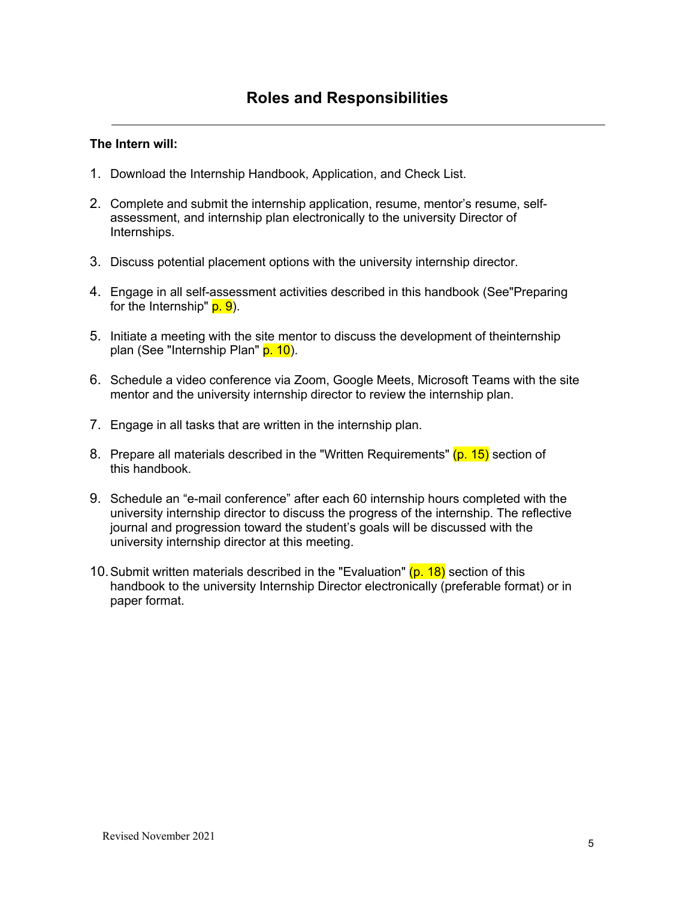# Roles and Responsibilities

**The Intern will:**

1. Download the Internship Handbook, Application, and Check List.
2. Complete and submit the internship application, resume, mentor's resume, self-assessment, and internship plan electronically to the university Director of Internships.
3. Discuss potential placement options with the university internship director.
4. Engage in all self-assessment activities described in this handbook (See"Preparing for the Internship" p. 9).
5. Initiate a meeting with the site mentor to discuss the development of theinternship plan (See "Internship Plan" p. 10).
6. Schedule a video conference via Zoom, Google Meets, Microsoft Teams with the site mentor and the university internship director to review the internship plan.
7. Engage in all tasks that are written in the internship plan.
8. Prepare all materials described in the "Written Requirements" (p. 15) section of this handbook.
9. Schedule an "e-mail conference" after each 60 internship hours completed with the university internship director to discuss the progress of the internship. The reflective journal and progression toward the student's goals will be discussed with the university internship director at this meeting.
10. Submit written materials described in the "Evaluation" (p. 18) section of this handbook to the university Internship Director electronically (preferable format) or in paper format.

Revised November 2021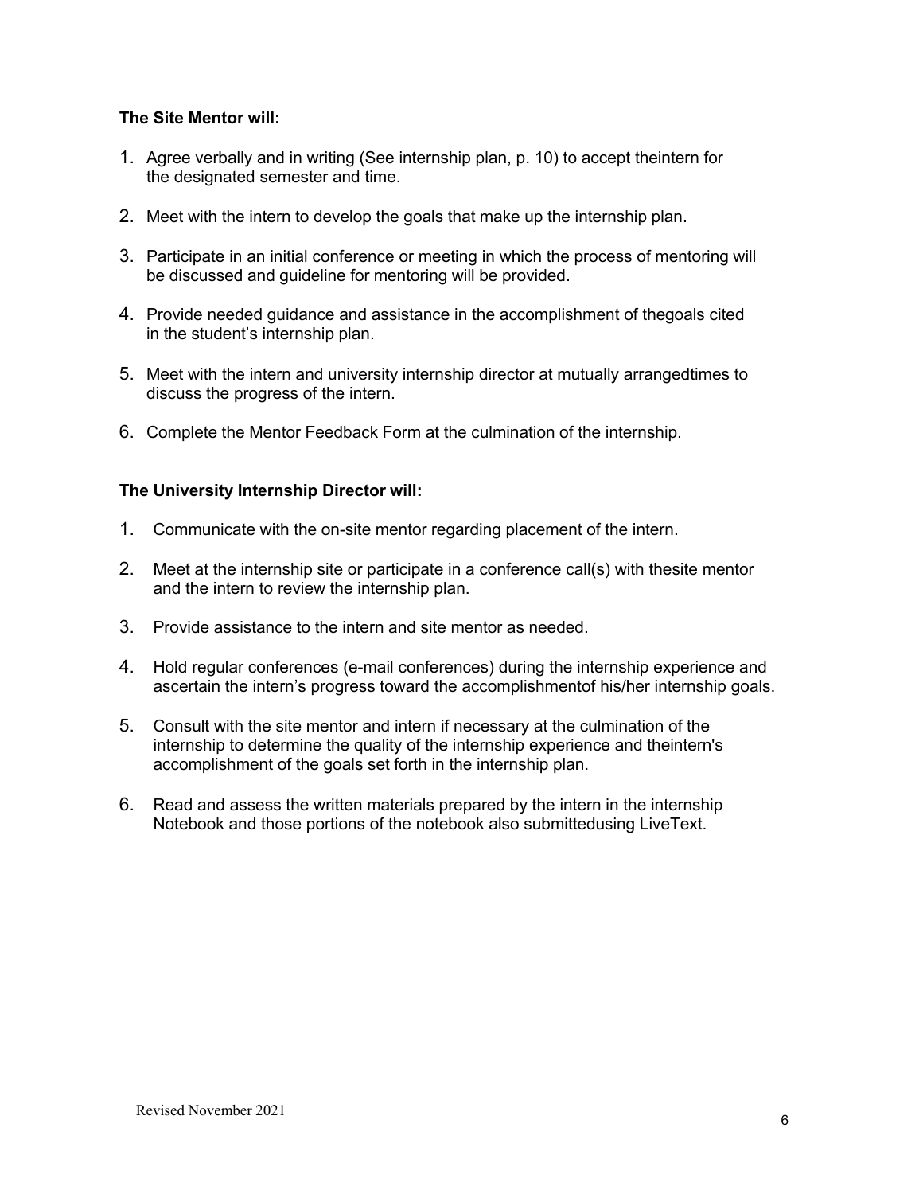**The Site Mentor will:**

1. Agree verbally and in writing (See internship plan, p. 10) to accept theintern for the designated semester and time.
2. Meet with the intern to develop the goals that make up the internship plan.
3. Participate in an initial conference or meeting in which the process of mentoring will be discussed and guideline for mentoring will be provided.
4. Provide needed guidance and assistance in the accomplishment of thegoals cited in the student's internship plan.
5. Meet with the intern and university internship director at mutually arrangedtimes to discuss the progress of the intern.
6. Complete the Mentor Feedback Form at the culmination of the internship.

**The University Internship Director will:**

1. Communicate with the on-site mentor regarding placement of the intern.
2. Meet at the internship site or participate in a conference call(s) with thesite mentor and the intern to review the internship plan.
3. Provide assistance to the intern and site mentor as needed.
4. Hold regular conferences (e-mail conferences) during the internship experience and ascertain the intern's progress toward the accomplishmentof his/her internship goals.
5. Consult with the site mentor and intern if necessary at the culmination of the internship to determine the quality of the internship experience and theintern's accomplishment of the goals set forth in the internship plan.
6. Read and assess the written materials prepared by the intern in the internship Notebook and those portions of the notebook also submittedusing LiveText.

Revised November 2021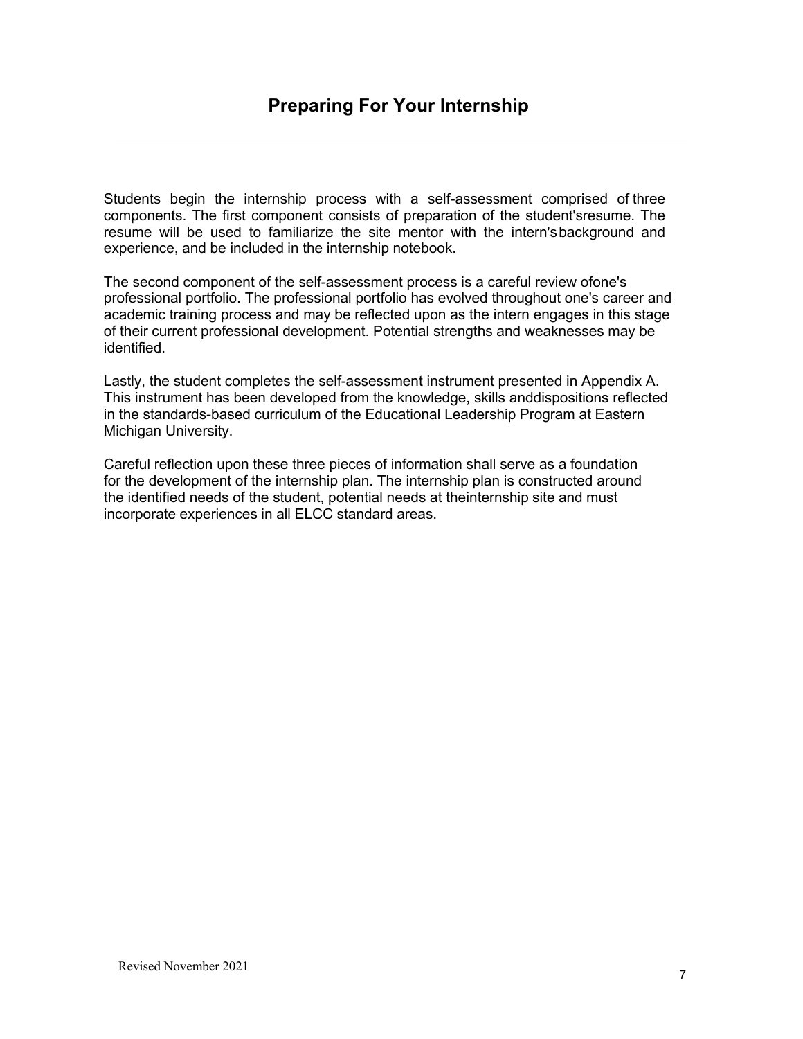## Preparing For Your Internship

Students begin the internship process with a self-assessment comprised of three components. The first component consists of preparation of the student'sresume. The resume will be used to familiarize the site mentor with the intern's background and experience, and be included in the internship notebook.

The second component of the self-assessment process is a careful review ofone's professional portfolio. The professional portfolio has evolved throughout one's career and academic training process and may be reflected upon as the intern engages in this stage of their current professional development. Potential strengths and weaknesses may be identified.

Lastly, the student completes the self-assessment instrument presented in Appendix A. This instrument has been developed from the knowledge, skills anddispositions reflected in the standards-based curriculum of the Educational Leadership Program at Eastern Michigan University.

Careful reflection upon these three pieces of information shall serve as a foundation for the development of the internship plan. The internship plan is constructed around the identified needs of the student, potential needs at theinternship site and must incorporate experiences in all ELCC standard areas.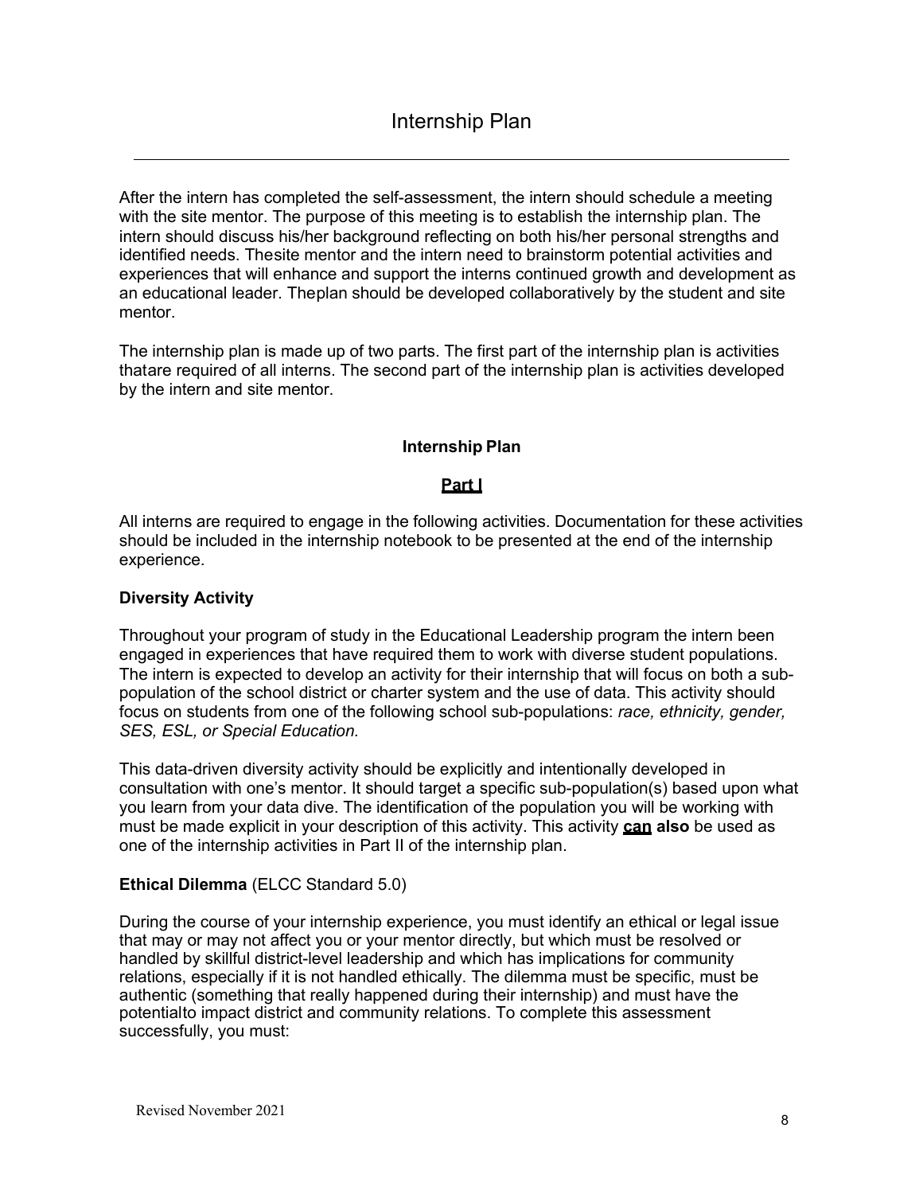# Internship Plan

After the intern has completed the self-assessment, the intern should schedule a meeting with the site mentor. The purpose of this meeting is to establish the internship plan. The intern should discuss his/her background reflecting on both his/her personal strengths and identified needs. Thesite mentor and the intern need to brainstorm potential activities and experiences that will enhance and support the interns continued growth and development as an educational leader. Theplan should be developed collaboratively by the student and site mentor.

The internship plan is made up of two parts. The first part of the internship plan is activities thatare required of all interns. The second part of the internship plan is activities developed by the intern and site mentor.

## Internship Plan

### <u>Part I</u>

All interns are required to engage in the following activities. Documentation for these activities should be included in the internship notebook to be presented at the end of the internship experience.

**Diversity Activity**

Throughout your program of study in the Educational Leadership program the intern been engaged in experiences that have required them to work with diverse student populations. The intern is expected to develop an activity for their internship that will focus on both a sub-population of the school district or charter system and the use of data. This activity should focus on students from one of the following school sub-populations: *race, ethnicity, gender, SES, ESL, or Special Education.*

This data-driven diversity activity should be explicitly and intentionally developed in consultation with one's mentor. It should target a specific sub-population(s) based upon what you learn from your data dive. The identification of the population you will be working with must be made explicit in your description of this activity. This activity **<u>can</u> also** be used as one of the internship activities in Part II of the internship plan.

**Ethical Dilemma** (ELCC Standard 5.0)

During the course of your internship experience, you must identify an ethical or legal issue that may or may not affect you or your mentor directly, but which must be resolved or handled by skillful district-level leadership and which has implications for community relations, especially if it is not handled ethically. The dilemma must be specific, must be authentic (something that really happened during their internship) and must have the potentialto impact district and community relations. To complete this assessment successfully, you must: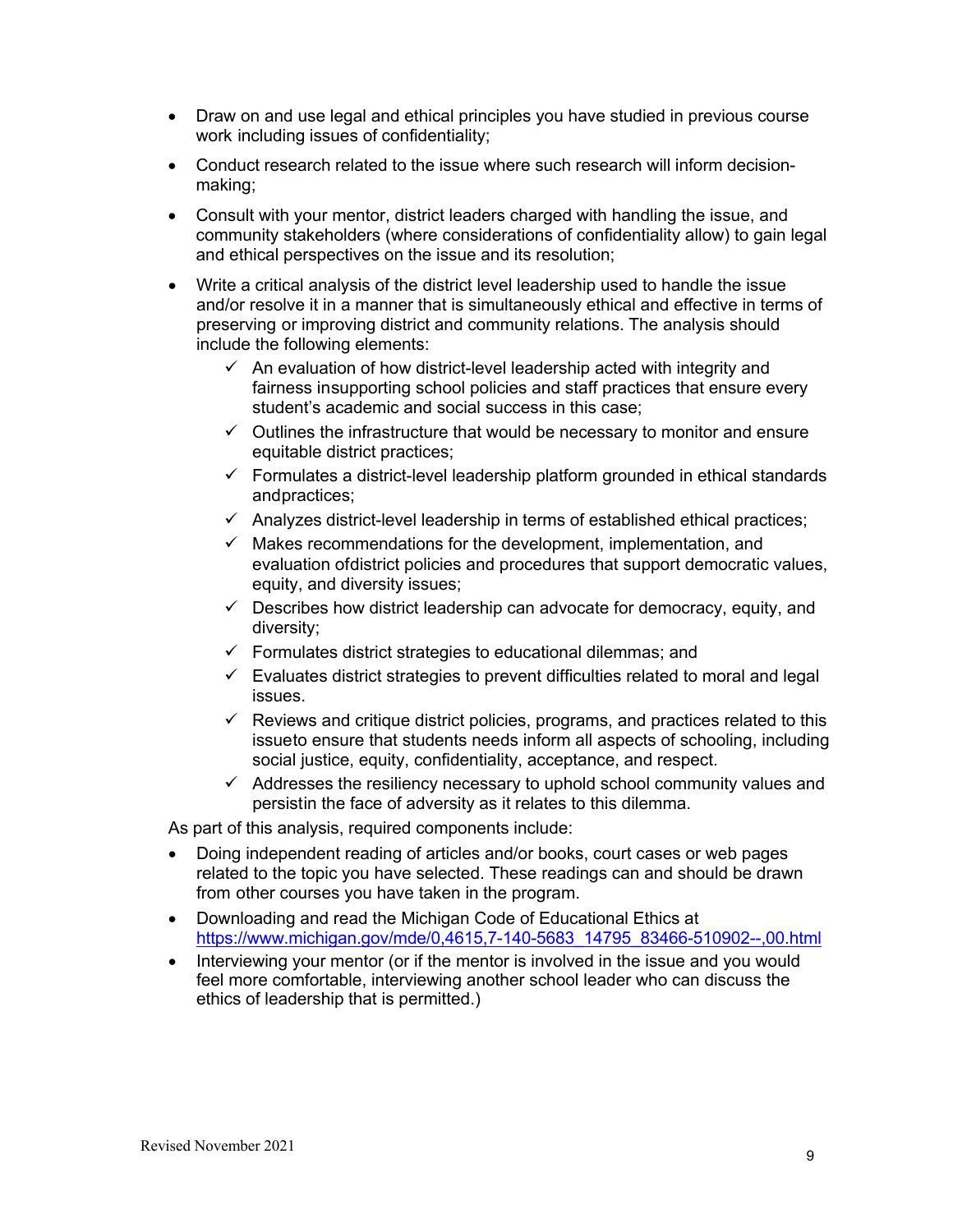- Draw on and use legal and ethical principles you have studied in previous course work including issues of confidentiality;
- Conduct research related to the issue where such research will inform decision-making;
- Consult with your mentor, district leaders charged with handling the issue, and community stakeholders (where considerations of confidentiality allow) to gain legal and ethical perspectives on the issue and its resolution;
- Write a critical analysis of the district level leadership used to handle the issue and/or resolve it in a manner that is simultaneously ethical and effective in terms of preserving or improving district and community relations. The analysis should include the following elements:
  - ✓ An evaluation of how district-level leadership acted with integrity and fairness insupporting school policies and staff practices that ensure every student's academic and social success in this case;
  - ✓ Outlines the infrastructure that would be necessary to monitor and ensure equitable district practices;
  - ✓ Formulates a district-level leadership platform grounded in ethical standards andpractices;
  - ✓ Analyzes district-level leadership in terms of established ethical practices;
  - ✓ Makes recommendations for the development, implementation, and evaluation ofdistrict policies and procedures that support democratic values, equity, and diversity issues;
  - ✓ Describes how district leadership can advocate for democracy, equity, and diversity;
  - ✓ Formulates district strategies to educational dilemmas; and
  - ✓ Evaluates district strategies to prevent difficulties related to moral and legal issues.
  - ✓ Reviews and critique district policies, programs, and practices related to this issueto ensure that students needs inform all aspects of schooling, including social justice, equity, confidentiality, acceptance, and respect.
  - ✓ Addresses the resiliency necessary to uphold school community values and persistin the face of adversity as it relates to this dilemma.

As part of this analysis, required components include:

- Doing independent reading of articles and/or books, court cases or web pages related to the topic you have selected. These readings can and should be drawn from other courses you have taken in the program.
- Downloading and read the Michigan Code of Educational Ethics at https://www.michigan.gov/mde/0,4615,7-140-5683_14795_83466-510902--,00.html
- Interviewing your mentor (or if the mentor is involved in the issue and you would feel more comfortable, interviewing another school leader who can discuss the ethics of leadership that is permitted.)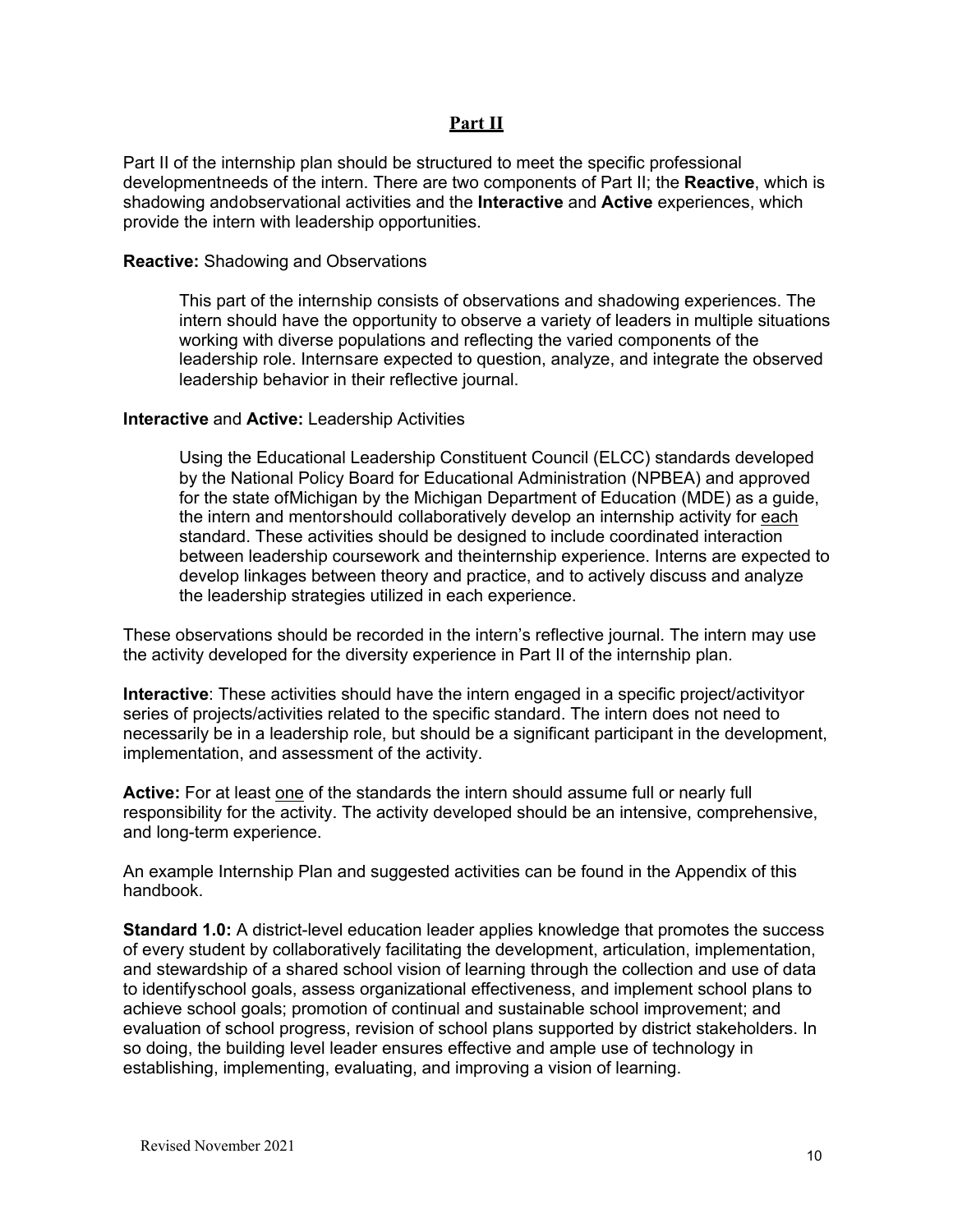## Part II

Part II of the internship plan should be structured to meet the specific professional developmentneeds of the intern. There are two components of Part II; the **Reactive**, which is shadowing andobservational activities and the **Interactive** and **Active** experiences, which provide the intern with leadership opportunities.

**Reactive:** Shadowing and Observations

> This part of the internship consists of observations and shadowing experiences. The intern should have the opportunity to observe a variety of leaders in multiple situations working with diverse populations and reflecting the varied components of the leadership role. Internsare expected to question, analyze, and integrate the observed leadership behavior in their reflective journal.

**Interactive** and **Active:** Leadership Activities

> Using the Educational Leadership Constituent Council (ELCC) standards developed by the National Policy Board for Educational Administration (NPBEA) and approved for the state ofMichigan by the Michigan Department of Education (MDE) as a guide, the intern and mentorshould collaboratively develop an internship activity for <u>each</u> standard. These activities should be designed to include coordinated interaction between leadership coursework and theinternship experience. Interns are expected to develop linkages between theory and practice, and to actively discuss and analyze the leadership strategies utilized in each experience.

These observations should be recorded in the intern's reflective journal. The intern may use the activity developed for the diversity experience in Part II of the internship plan.

**Interactive**: These activities should have the intern engaged in a specific project/activityor series of projects/activities related to the specific standard. The intern does not need to necessarily be in a leadership role, but should be a significant participant in the development, implementation, and assessment of the activity.

**Active:** For at least <u>one</u> of the standards the intern should assume full or nearly full responsibility for the activity. The activity developed should be an intensive, comprehensive, and long-term experience.

An example Internship Plan and suggested activities can be found in the Appendix of this handbook.

**Standard 1.0:** A district-level education leader applies knowledge that promotes the success of every student by collaboratively facilitating the development, articulation, implementation, and stewardship of a shared school vision of learning through the collection and use of data to identifyschool goals, assess organizational effectiveness, and implement school plans to achieve school goals; promotion of continual and sustainable school improvement; and evaluation of school progress, revision of school plans supported by district stakeholders. In so doing, the building level leader ensures effective and ample use of technology in establishing, implementing, evaluating, and improving a vision of learning.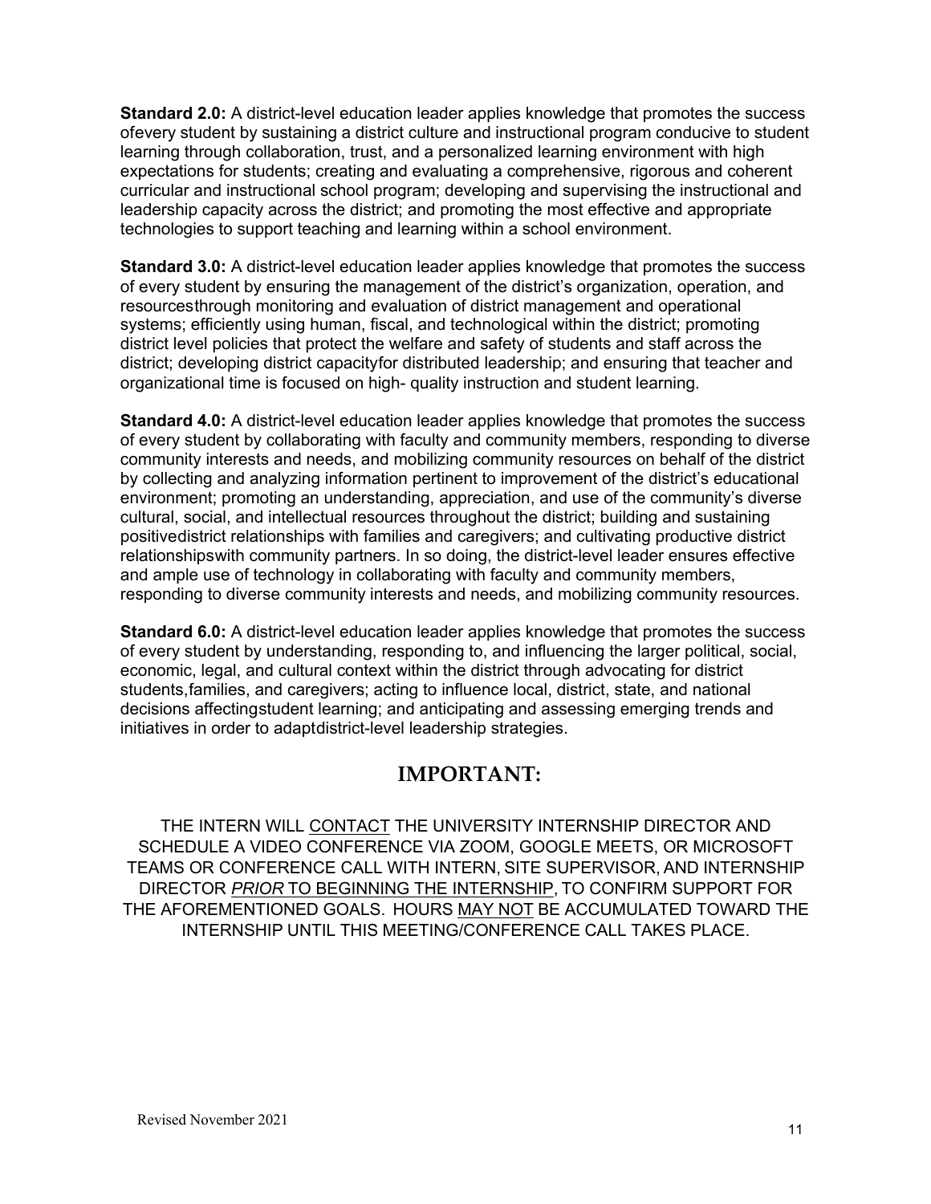**Standard 2.0:** A district-level education leader applies knowledge that promotes the success ofevery student by sustaining a district culture and instructional program conducive to student learning through collaboration, trust, and a personalized learning environment with high expectations for students; creating and evaluating a comprehensive, rigorous and coherent curricular and instructional school program; developing and supervising the instructional and leadership capacity across the district; and promoting the most effective and appropriate technologies to support teaching and learning within a school environment.

**Standard 3.0:** A district-level education leader applies knowledge that promotes the success of every student by ensuring the management of the district's organization, operation, and resourcesthrough monitoring and evaluation of district management and operational systems; efficiently using human, fiscal, and technological within the district; promoting district level policies that protect the welfare and safety of students and staff across the district; developing district capacityfor distributed leadership; and ensuring that teacher and organizational time is focused on high- quality instruction and student learning.

**Standard 4.0:** A district-level education leader applies knowledge that promotes the success of every student by collaborating with faculty and community members, responding to diverse community interests and needs, and mobilizing community resources on behalf of the district by collecting and analyzing information pertinent to improvement of the district's educational environment; promoting an understanding, appreciation, and use of the community's diverse cultural, social, and intellectual resources throughout the district; building and sustaining positivedistrict relationships with families and caregivers; and cultivating productive district relationshipswith community partners. In so doing, the district-level leader ensures effective and ample use of technology in collaborating with faculty and community members, responding to diverse community interests and needs, and mobilizing community resources.

**Standard 6.0:** A district-level education leader applies knowledge that promotes the success of every student by understanding, responding to, and influencing the larger political, social, economic, legal, and cultural context within the district through advocating for district students,families, and caregivers; acting to influence local, district, state, and national decisions affectingstudent learning; and anticipating and assessing emerging trends and initiatives in order to adaptdistrict-level leadership strategies.

## IMPORTANT:

THE INTERN WILL <u>CONTACT</u> THE UNIVERSITY INTERNSHIP DIRECTOR AND SCHEDULE A VIDEO CONFERENCE VIA ZOOM, GOOGLE MEETS, OR MICROSOFT TEAMS OR CONFERENCE CALL WITH INTERN, SITE SUPERVISOR, AND INTERNSHIP DIRECTOR <u>*PRIOR* TO BEGINNING THE INTERNSHIP</u>, TO CONFIRM SUPPORT FOR THE AFOREMENTIONED GOALS. HOURS <u>MAY NOT</u> BE ACCUMULATED TOWARD THE INTERNSHIP UNTIL THIS MEETING/CONFERENCE CALL TAKES PLACE.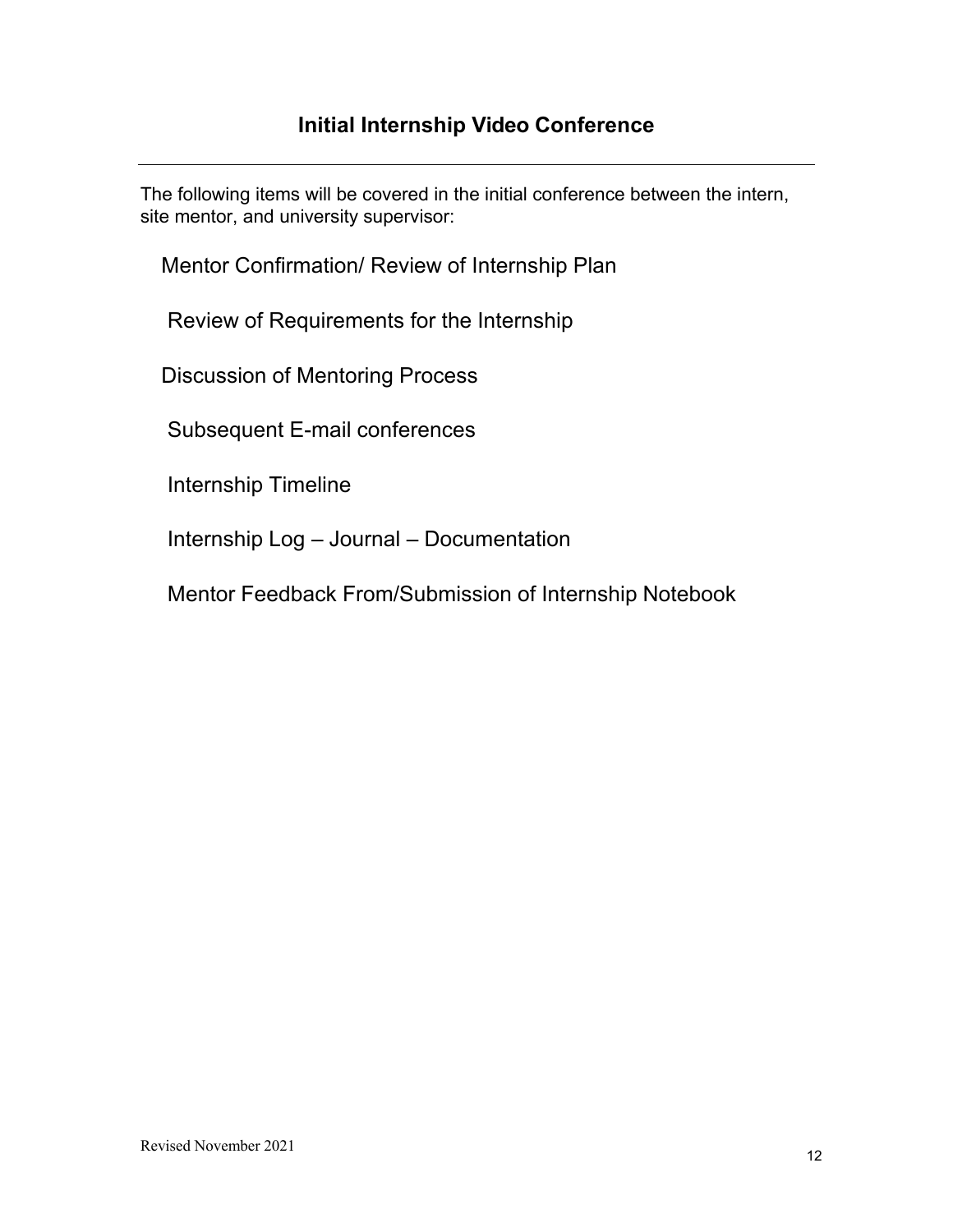## Initial Internship Video Conference

---

The following items will be covered in the initial conference between the intern, site mentor, and university supervisor:

Mentor Confirmation/ Review of Internship Plan

Review of Requirements for the Internship

Discussion of Mentoring Process

Subsequent E-mail conferences

Internship Timeline

Internship Log – Journal – Documentation

Mentor Feedback From/Submission of Internship Notebook

Revised November 2021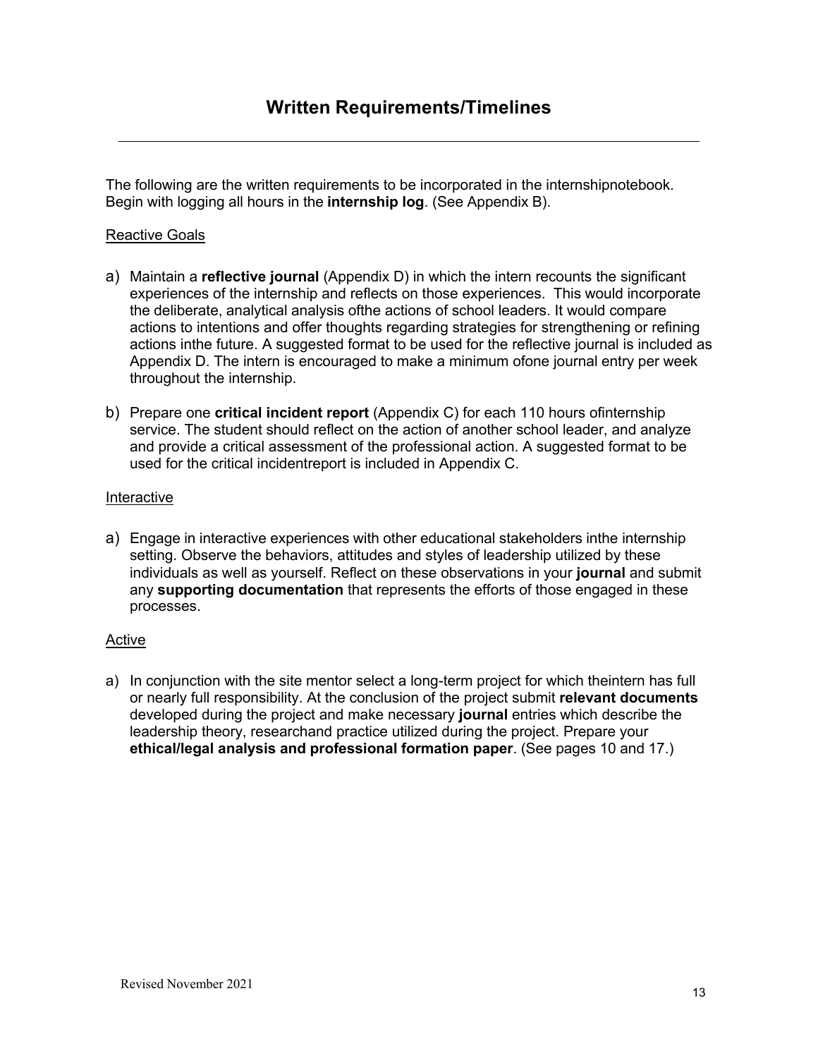# Written Requirements/Timelines

---

The following are the written requirements to be incorporated in the internshipnotebook. Begin with logging all hours in the **internship log**. (See Appendix B).

Reactive Goals

a) Maintain a **reflective journal** (Appendix D) in which the intern recounts the significant experiences of the internship and reflects on those experiences. This would incorporate the deliberate, analytical analysis ofthe actions of school leaders. It would compare actions to intentions and offer thoughts regarding strategies for strengthening or refining actions inthe future. A suggested format to be used for the reflective journal is included as Appendix D. The intern is encouraged to make a minimum ofone journal entry per week throughout the internship.

b) Prepare one **critical incident report** (Appendix C) for each 110 hours ofinternship service. The student should reflect on the action of another school leader, and analyze and provide a critical assessment of the professional action. A suggested format to be used for the critical incidentreport is included in Appendix C.

Interactive

a) Engage in interactive experiences with other educational stakeholders inthe internship setting. Observe the behaviors, attitudes and styles of leadership utilized by these individuals as well as yourself. Reflect on these observations in your **journal** and submit any **supporting documentation** that represents the efforts of those engaged in these processes.

Active

a) In conjunction with the site mentor select a long-term project for which theintern has full or nearly full responsibility. At the conclusion of the project submit **relevant documents** developed during the project and make necessary **journal** entries which describe the leadership theory, researchand practice utilized during the project. Prepare your **ethical/legal analysis and professional formation paper**. (See pages 10 and 17.)

Revised November 2021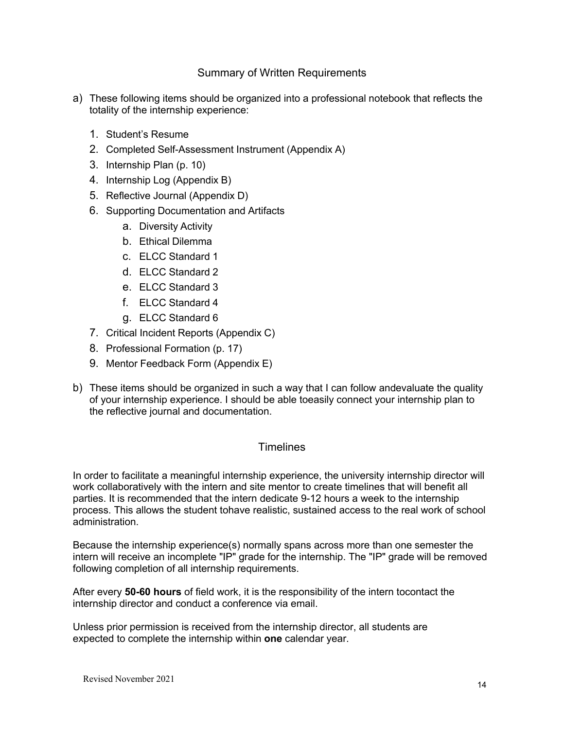## Summary of Written Requirements

a) These following items should be organized into a professional notebook that reflects the totality of the internship experience:

1. Student's Resume
2. Completed Self-Assessment Instrument (Appendix A)
3. Internship Plan (p. 10)
4. Internship Log (Appendix B)
5. Reflective Journal (Appendix D)
6. Supporting Documentation and Artifacts
    a. Diversity Activity
    b. Ethical Dilemma
    c. ELCC Standard 1
    d. ELCC Standard 2
    e. ELCC Standard 3
    f. ELCC Standard 4
    g. ELCC Standard 6
7. Critical Incident Reports (Appendix C)
8. Professional Formation (p. 17)
9. Mentor Feedback Form (Appendix E)

b) These items should be organized in such a way that I can follow andevaluate the quality of your internship experience. I should be able toeasily connect your internship plan to the reflective journal and documentation.

## Timelines

In order to facilitate a meaningful internship experience, the university internship director will work collaboratively with the intern and site mentor to create timelines that will benefit all parties. It is recommended that the intern dedicate 9-12 hours a week to the internship process. This allows the student tohave realistic, sustained access to the real work of school administration.

Because the internship experience(s) normally spans across more than one semester the intern will receive an incomplete "IP" grade for the internship. The "IP" grade will be removed following completion of all internship requirements.

After every **50-60 hours** of field work, it is the responsibility of the intern tocontact the internship director and conduct a conference via email.

Unless prior permission is received from the internship director, all students are expected to complete the internship within **one** calendar year.

Revised November 2021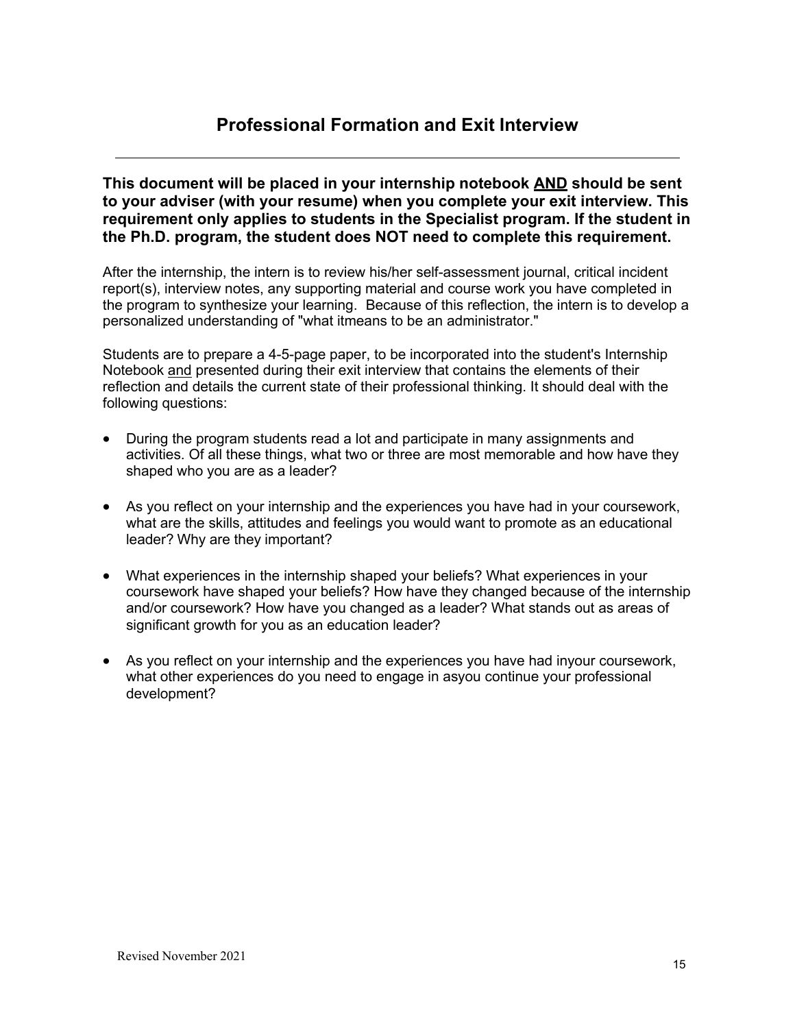## Professional Formation and Exit Interview

---

**This document will be placed in your internship notebook <u>AND</u> should be sent to your adviser (with your resume) when you complete your exit interview. This requirement only applies to students in the Specialist program. If the student in the Ph.D. program, the student does NOT need to complete this requirement.**

After the internship, the intern is to review his/her self-assessment journal, critical incident report(s), interview notes, any supporting material and course work you have completed in the program to synthesize your learning. Because of this reflection, the intern is to develop a personalized understanding of "what itmeans to be an administrator."

Students are to prepare a 4-5-page paper, to be incorporated into the student's Internship Notebook <u>and</u> presented during their exit interview that contains the elements of their reflection and details the current state of their professional thinking. It should deal with the following questions:

- During the program students read a lot and participate in many assignments and activities. Of all these things, what two or three are most memorable and how have they shaped who you are as a leader?
- As you reflect on your internship and the experiences you have had in your coursework, what are the skills, attitudes and feelings you would want to promote as an educational leader? Why are they important?
- What experiences in the internship shaped your beliefs? What experiences in your coursework have shaped your beliefs? How have they changed because of the internship and/or coursework? How have you changed as a leader? What stands out as areas of significant growth for you as an education leader?
- As you reflect on your internship and the experiences you have had inyour coursework, what other experiences do you need to engage in asyou continue your professional development?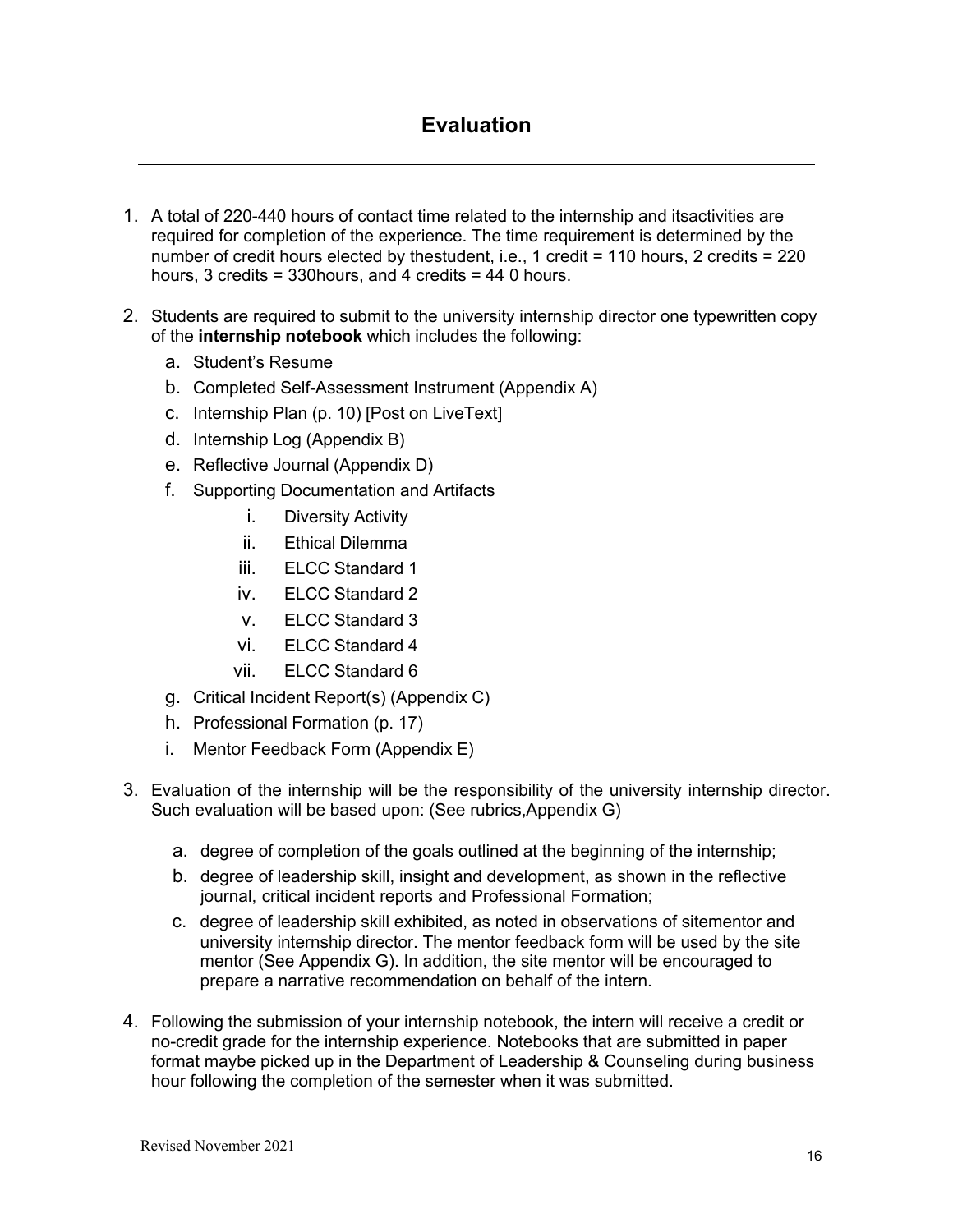# Evaluation

1. A total of 220-440 hours of contact time related to the internship and itsactivities are required for completion of the experience. The time requirement is determined by the number of credit hours elected by thestudent, i.e., 1 credit = 110 hours, 2 credits = 220 hours, 3 credits = 330hours, and 4 credits = 44 0 hours.

2. Students are required to submit to the university internship director one typewritten copy of the **internship notebook** which includes the following:
   a. Student's Resume
   b. Completed Self-Assessment Instrument (Appendix A)
   c. Internship Plan (p. 10) [Post on LiveText]
   d. Internship Log (Appendix B)
   e. Reflective Journal (Appendix D)
   f. Supporting Documentation and Artifacts
      i. Diversity Activity
      ii. Ethical Dilemma
      iii. ELCC Standard 1
      iv. ELCC Standard 2
      v. ELCC Standard 3
      vi. ELCC Standard 4
      vii. ELCC Standard 6
   g. Critical Incident Report(s) (Appendix C)
   h. Professional Formation (p. 17)
   i. Mentor Feedback Form (Appendix E)

3. Evaluation of the internship will be the responsibility of the university internship director. Such evaluation will be based upon: (See rubrics,Appendix G)
   a. degree of completion of the goals outlined at the beginning of the internship;
   b. degree of leadership skill, insight and development, as shown in the reflective journal, critical incident reports and Professional Formation;
   c. degree of leadership skill exhibited, as noted in observations of sitementor and university internship director. The mentor feedback form will be used by the site mentor (See Appendix G). In addition, the site mentor will be encouraged to prepare a narrative recommendation on behalf of the intern.

4. Following the submission of your internship notebook, the intern will receive a credit or no-credit grade for the internship experience. Notebooks that are submitted in paper format maybe picked up in the Department of Leadership & Counseling during business hour following the completion of the semester when it was submitted.

Revised November 2021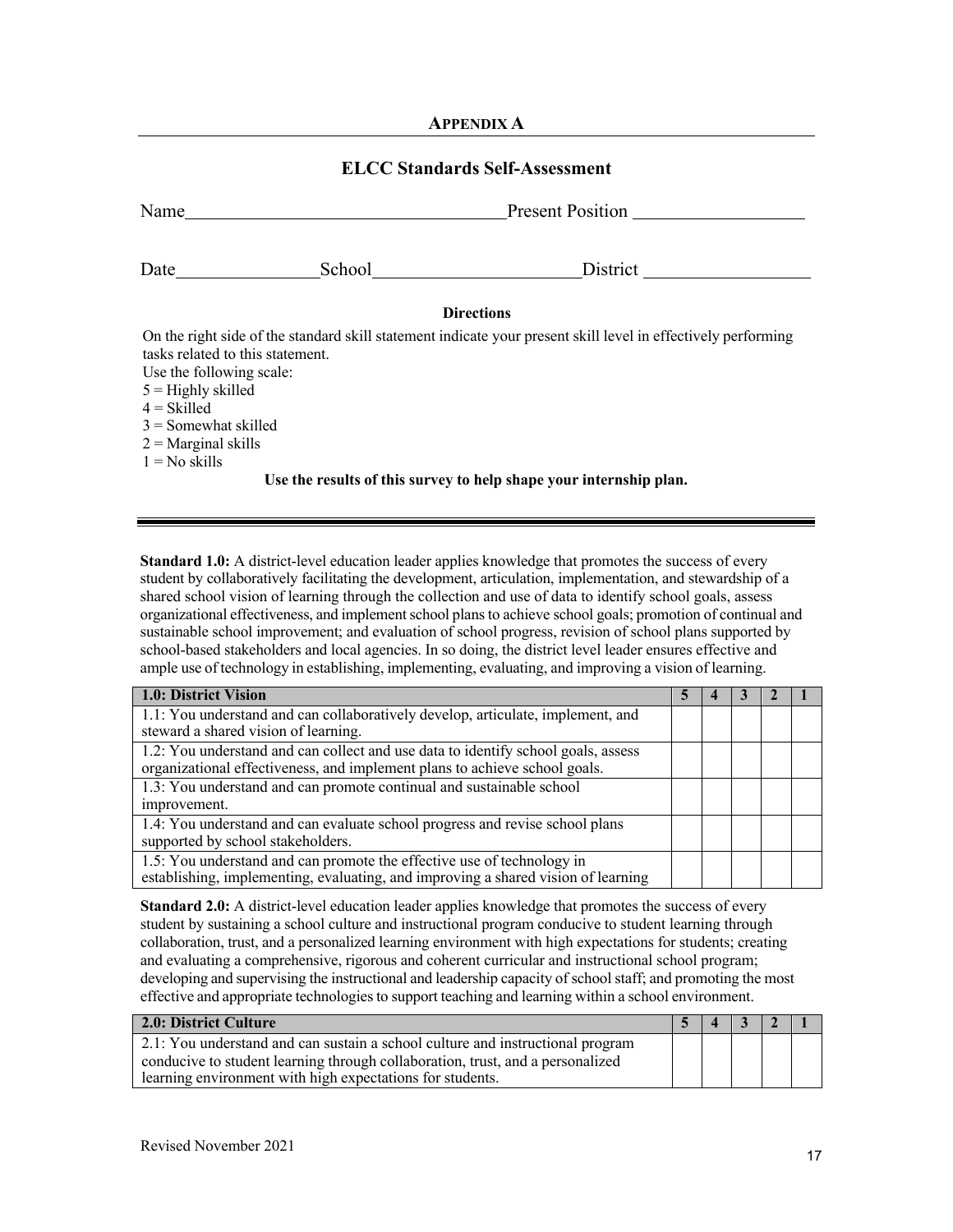## Appendix A

### ELCC Standards Self-Assessment

Name\_\_\_\_\_\_\_\_\_\_\_\_\_\_\_\_\_\_\_\_\_\_\_\_\_\_\_\_\_\_\_\_\_\_\_\_Present Position \_\_\_\_\_\_\_\_\_\_\_\_\_\_\_\_\_\_\_

Date\_\_\_\_\_\_\_\_\_\_\_\_\_\_\_\_School\_\_\_\_\_\_\_\_\_\_\_\_\_\_\_\_\_\_\_\_\_\_\_District \_\_\_\_\_\_\_\_\_\_\_\_\_\_\_\_\_\_

**Directions**

On the right side of the standard skill statement indicate your present skill level in effectively performing tasks related to this statement.
Use the following scale:
5 = Highly skilled
4 = Skilled
3 = Somewhat skilled
2 = Marginal skills
1 = No skills

**Use the results of this survey to help shape your internship plan.**

---

**Standard 1.0:** A district-level education leader applies knowledge that promotes the success of every student by collaboratively facilitating the development, articulation, implementation, and stewardship of a shared school vision of learning through the collection and use of data to identify school goals, assess organizational effectiveness, and implement school plans to achieve school goals; promotion of continual and sustainable school improvement; and evaluation of school progress, revision of school plans supported by school-based stakeholders and local agencies. In so doing, the district level leader ensures effective and ample use of technology in establishing, implementing, evaluating, and improving a vision of learning.

| 1.0: District Vision | 5 | 4 | 3 | 2 | 1 |
|---|---|---|---|---|---|
| 1.1: You understand and can collaboratively develop, articulate, implement, and steward a shared vision of learning. | | | | | |
| 1.2: You understand and can collect and use data to identify school goals, assess organizational effectiveness, and implement plans to achieve school goals. | | | | | |
| 1.3: You understand and can promote continual and sustainable school improvement. | | | | | |
| 1.4: You understand and can evaluate school progress and revise school plans supported by school stakeholders. | | | | | |
| 1.5: You understand and can promote the effective use of technology in establishing, implementing, evaluating, and improving a shared vision of learning | | | | | |

**Standard 2.0:** A district-level education leader applies knowledge that promotes the success of every student by sustaining a school culture and instructional program conducive to student learning through collaboration, trust, and a personalized learning environment with high expectations for students; creating and evaluating a comprehensive, rigorous and coherent curricular and instructional school program; developing and supervising the instructional and leadership capacity of school staff; and promoting the most effective and appropriate technologies to support teaching and learning within a school environment.

| 2.0: District Culture | 5 | 4 | 3 | 2 | 1 |
|---|---|---|---|---|---|
| 2.1: You understand and can sustain a school culture and instructional program conducive to student learning through collaboration, trust, and a personalized learning environment with high expectations for students. | | | | | |

Revised November 2021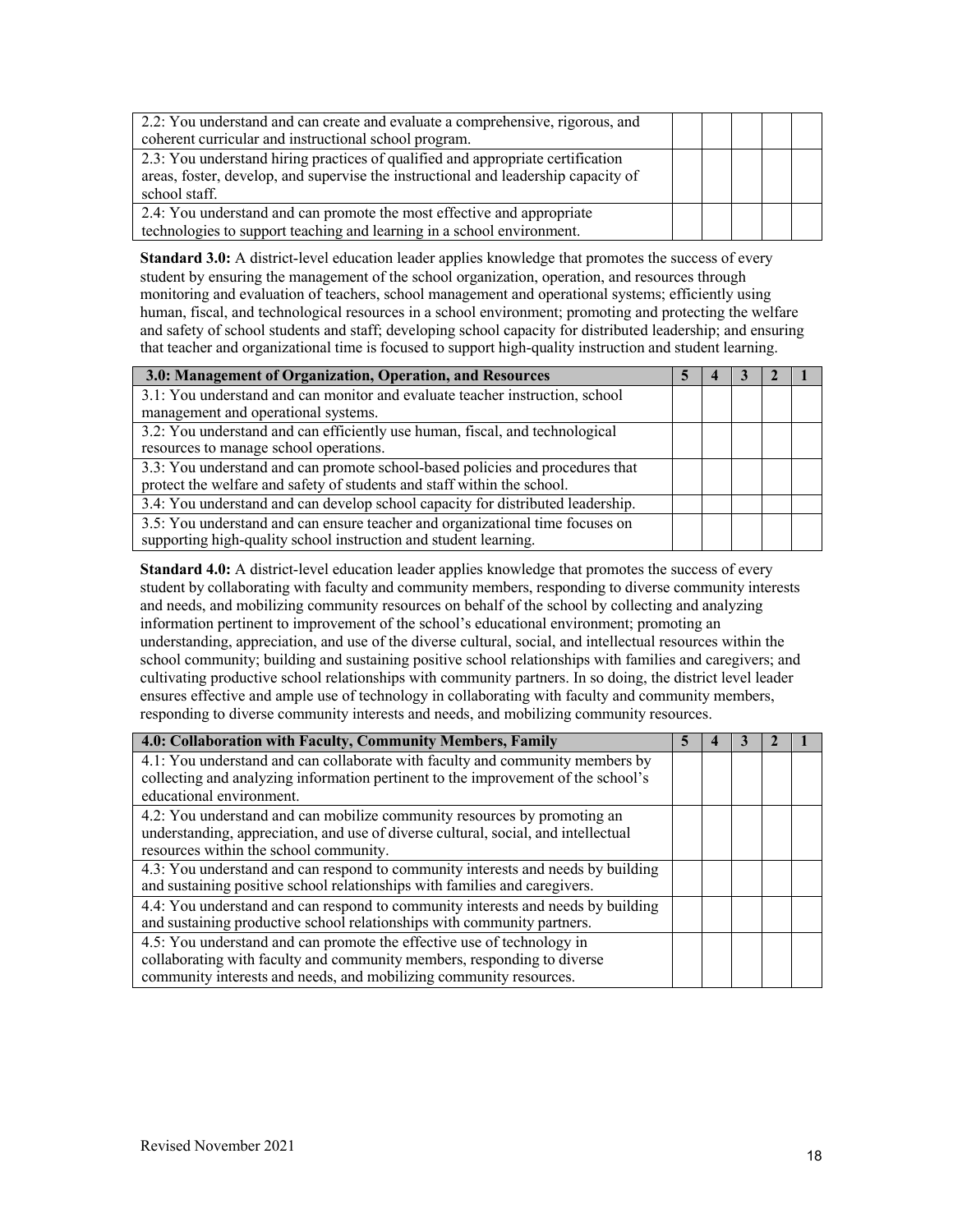| | | | | | |
|---|---|---|---|---|---|
| 2.2: You understand and can create and evaluate a comprehensive, rigorous, and coherent curricular and instructional school program. | | | | | |
| 2.3: You understand hiring practices of qualified and appropriate certification areas, foster, develop, and supervise the instructional and leadership capacity of school staff. | | | | | |
| 2.4: You understand and can promote the most effective and appropriate technologies to support teaching and learning in a school environment. | | | | | |

**Standard 3.0:** A district-level education leader applies knowledge that promotes the success of every student by ensuring the management of the school organization, operation, and resources through monitoring and evaluation of teachers, school management and operational systems; efficiently using human, fiscal, and technological resources in a school environment; promoting and protecting the welfare and safety of school students and staff; developing school capacity for distributed leadership; and ensuring that teacher and organizational time is focused to support high-quality instruction and student learning.

| 3.0: Management of Organization, Operation, and Resources | 5 | 4 | 3 | 2 | 1 |
|---|---|---|---|---|---|
| 3.1: You understand and can monitor and evaluate teacher instruction, school management and operational systems. | | | | | |
| 3.2: You understand and can efficiently use human, fiscal, and technological resources to manage school operations. | | | | | |
| 3.3: You understand and can promote school-based policies and procedures that protect the welfare and safety of students and staff within the school. | | | | | |
| 3.4: You understand and can develop school capacity for distributed leadership. | | | | | |
| 3.5: You understand and can ensure teacher and organizational time focuses on supporting high-quality school instruction and student learning. | | | | | |

**Standard 4.0:** A district-level education leader applies knowledge that promotes the success of every student by collaborating with faculty and community members, responding to diverse community interests and needs, and mobilizing community resources on behalf of the school by collecting and analyzing information pertinent to improvement of the school's educational environment; promoting an understanding, appreciation, and use of the diverse cultural, social, and intellectual resources within the school community; building and sustaining positive school relationships with families and caregivers; and cultivating productive school relationships with community partners. In so doing, the district level leader ensures effective and ample use of technology in collaborating with faculty and community members, responding to diverse community interests and needs, and mobilizing community resources.

| 4.0: Collaboration with Faculty, Community Members, Family | 5 | 4 | 3 | 2 | 1 |
|---|---|---|---|---|---|
| 4.1: You understand and can collaborate with faculty and community members by collecting and analyzing information pertinent to the improvement of the school's educational environment. | | | | | |
| 4.2: You understand and can mobilize community resources by promoting an understanding, appreciation, and use of diverse cultural, social, and intellectual resources within the school community. | | | | | |
| 4.3: You understand and can respond to community interests and needs by building and sustaining positive school relationships with families and caregivers. | | | | | |
| 4.4: You understand and can respond to community interests and needs by building and sustaining productive school relationships with community partners. | | | | | |
| 4.5: You understand and can promote the effective use of technology in collaborating with faculty and community members, responding to diverse community interests and needs, and mobilizing community resources. | | | | | |

Revised November 2021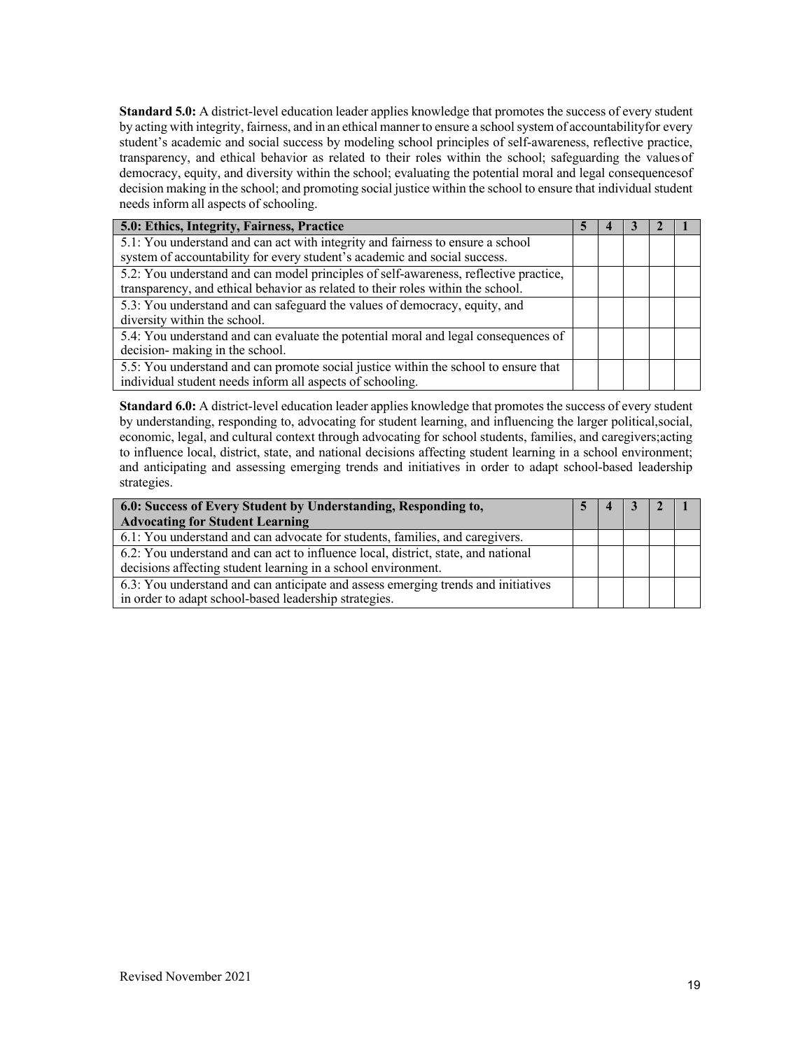**Standard 5.0:** A district-level education leader applies knowledge that promotes the success of every student by acting with integrity, fairness, and in an ethical manner to ensure a school system of accountability for every student's academic and social success by modeling school principles of self-awareness, reflective practice, transparency, and ethical behavior as related to their roles within the school; safeguarding the values of democracy, equity, and diversity within the school; evaluating the potential moral and legal consequences of decision making in the school; and promoting social justice within the school to ensure that individual student needs inform all aspects of schooling.

| 5.0: Ethics, Integrity, Fairness, Practice | 5 | 4 | 3 | 2 | 1 |
|---|---|---|---|---|---|
| 5.1: You understand and can act with integrity and fairness to ensure a school system of accountability for every student's academic and social success. | | | | | |
| 5.2: You understand and can model principles of self-awareness, reflective practice, transparency, and ethical behavior as related to their roles within the school. | | | | | |
| 5.3: You understand and can safeguard the values of democracy, equity, and diversity within the school. | | | | | |
| 5.4: You understand and can evaluate the potential moral and legal consequences of decision- making in the school. | | | | | |
| 5.5: You understand and can promote social justice within the school to ensure that individual student needs inform all aspects of schooling. | | | | | |

**Standard 6.0:** A district-level education leader applies knowledge that promotes the success of every student by understanding, responding to, advocating for student learning, and influencing the larger political, social, economic, legal, and cultural context through advocating for school students, families, and caregivers; acting to influence local, district, state, and national decisions affecting student learning in a school environment; and anticipating and assessing emerging trends and initiatives in order to adapt school-based leadership strategies.

| 6.0: Success of Every Student by Understanding, Responding to, Advocating for Student Learning | 5 | 4 | 3 | 2 | 1 |
|---|---|---|---|---|---|
| 6.1: You understand and can advocate for students, families, and caregivers. | | | | | |
| 6.2: You understand and can act to influence local, district, state, and national decisions affecting student learning in a school environment. | | | | | |
| 6.3: You understand and can anticipate and assess emerging trends and initiatives in order to adapt school-based leadership strategies. | | | | | |

Revised November 2021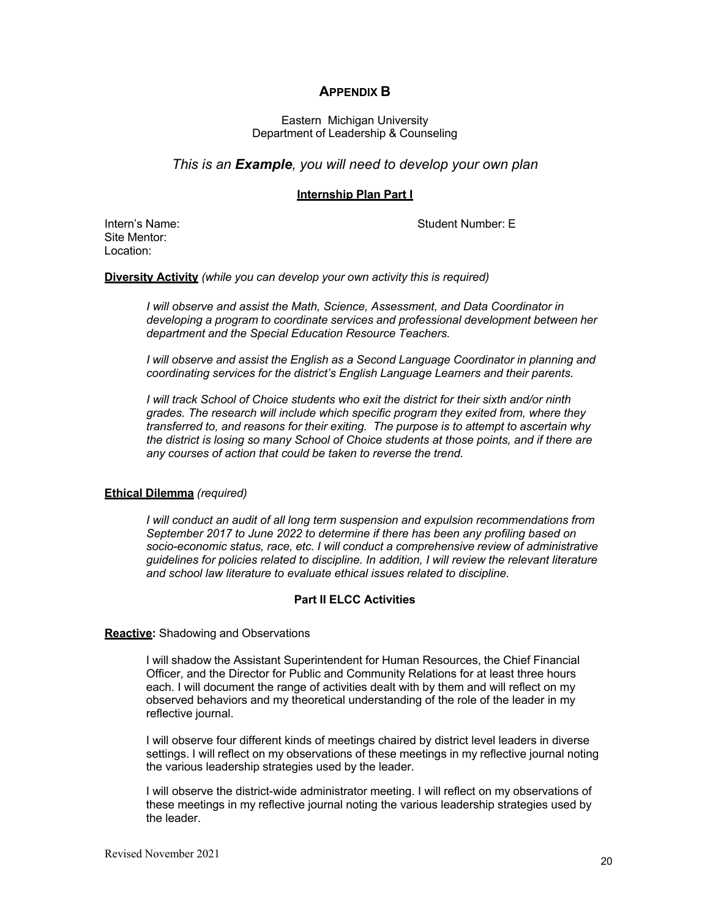# APPENDIX B

Eastern Michigan University
Department of Leadership & Counseling

*This is an **Example**, you will need to develop your own plan*

**Internship Plan Part I**

Intern's Name: Student Number: E
Site Mentor:
Location:

**Diversity Activity** *(while you can develop your own activity this is required)*

> *I will observe and assist the Math, Science, Assessment, and Data Coordinator in developing a program to coordinate services and professional development between her department and the Special Education Resource Teachers.*
>
> *I will observe and assist the English as a Second Language Coordinator in planning and coordinating services for the district's English Language Learners and their parents.*
>
> *I will track School of Choice students who exit the district for their sixth and/or ninth grades. The research will include which specific program they exited from, where they transferred to, and reasons for their exiting. The purpose is to attempt to ascertain why the district is losing so many School of Choice students at those points, and if there are any courses of action that could be taken to reverse the trend.*

**Ethical Dilemma** *(required)*

> *I will conduct an audit of all long term suspension and expulsion recommendations from September 2017 to June 2022 to determine if there has been any profiling based on socio-economic status, race, etc. I will conduct a comprehensive review of administrative guidelines for policies related to discipline. In addition, I will review the relevant literature and school law literature to evaluate ethical issues related to discipline.*

**Part II ELCC Activities**

**Reactive:** Shadowing and Observations

> I will shadow the Assistant Superintendent for Human Resources, the Chief Financial Officer, and the Director for Public and Community Relations for at least three hours each. I will document the range of activities dealt with by them and will reflect on my observed behaviors and my theoretical understanding of the role of the leader in my reflective journal.
>
> I will observe four different kinds of meetings chaired by district level leaders in diverse settings. I will reflect on my observations of these meetings in my reflective journal noting the various leadership strategies used by the leader.
>
> I will observe the district-wide administrator meeting. I will reflect on my observations of these meetings in my reflective journal noting the various leadership strategies used by the leader.

Revised November 2021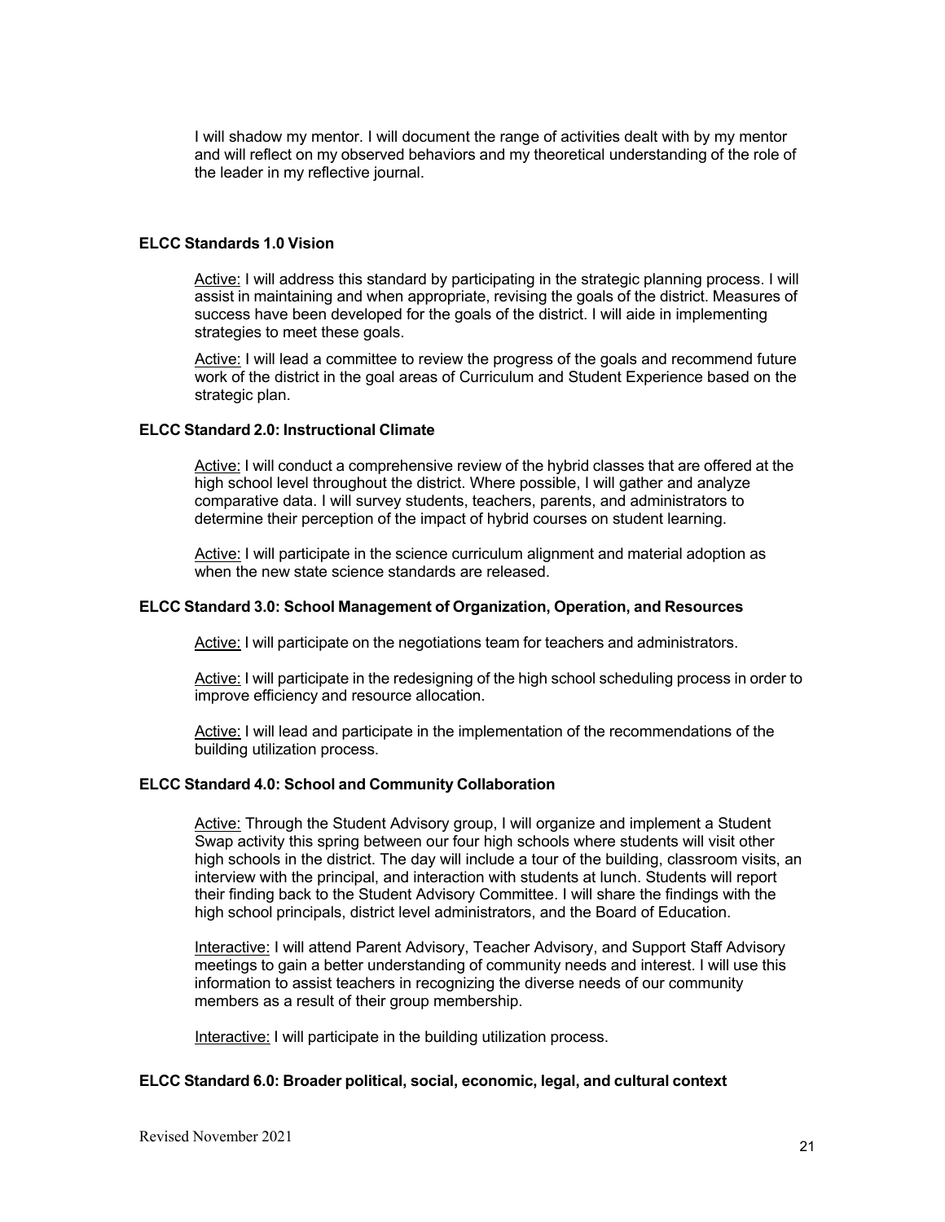I will shadow my mentor. I will document the range of activities dealt with by my mentor and will reflect on my observed behaviors and my theoretical understanding of the role of the leader in my reflective journal.

### ELCC Standards 1.0 Vision

<u>Active:</u> I will address this standard by participating in the strategic planning process. I will assist in maintaining and when appropriate, revising the goals of the district. Measures of success have been developed for the goals of the district. I will aide in implementing strategies to meet these goals.

<u>Active:</u> I will lead a committee to review the progress of the goals and recommend future work of the district in the goal areas of Curriculum and Student Experience based on the strategic plan.

### ELCC Standard 2.0: Instructional Climate

<u>Active:</u> I will conduct a comprehensive review of the hybrid classes that are offered at the high school level throughout the district. Where possible, I will gather and analyze comparative data. I will survey students, teachers, parents, and administrators to determine their perception of the impact of hybrid courses on student learning.

<u>Active:</u> I will participate in the science curriculum alignment and material adoption as when the new state science standards are released.

### ELCC Standard 3.0: School Management of Organization, Operation, and Resources

<u>Active:</u> I will participate on the negotiations team for teachers and administrators.

<u>Active:</u> I will participate in the redesigning of the high school scheduling process in order to improve efficiency and resource allocation.

<u>Active:</u> I will lead and participate in the implementation of the recommendations of the building utilization process.

### ELCC Standard 4.0: School and Community Collaboration

<u>Active:</u> Through the Student Advisory group, I will organize and implement a Student Swap activity this spring between our four high schools where students will visit other high schools in the district. The day will include a tour of the building, classroom visits, an interview with the principal, and interaction with students at lunch. Students will report their finding back to the Student Advisory Committee. I will share the findings with the high school principals, district level administrators, and the Board of Education.

<u>Interactive:</u> I will attend Parent Advisory, Teacher Advisory, and Support Staff Advisory meetings to gain a better understanding of community needs and interest. I will use this information to assist teachers in recognizing the diverse needs of our community members as a result of their group membership.

<u>Interactive:</u> I will participate in the building utilization process.

### ELCC Standard 6.0: Broader political, social, economic, legal, and cultural context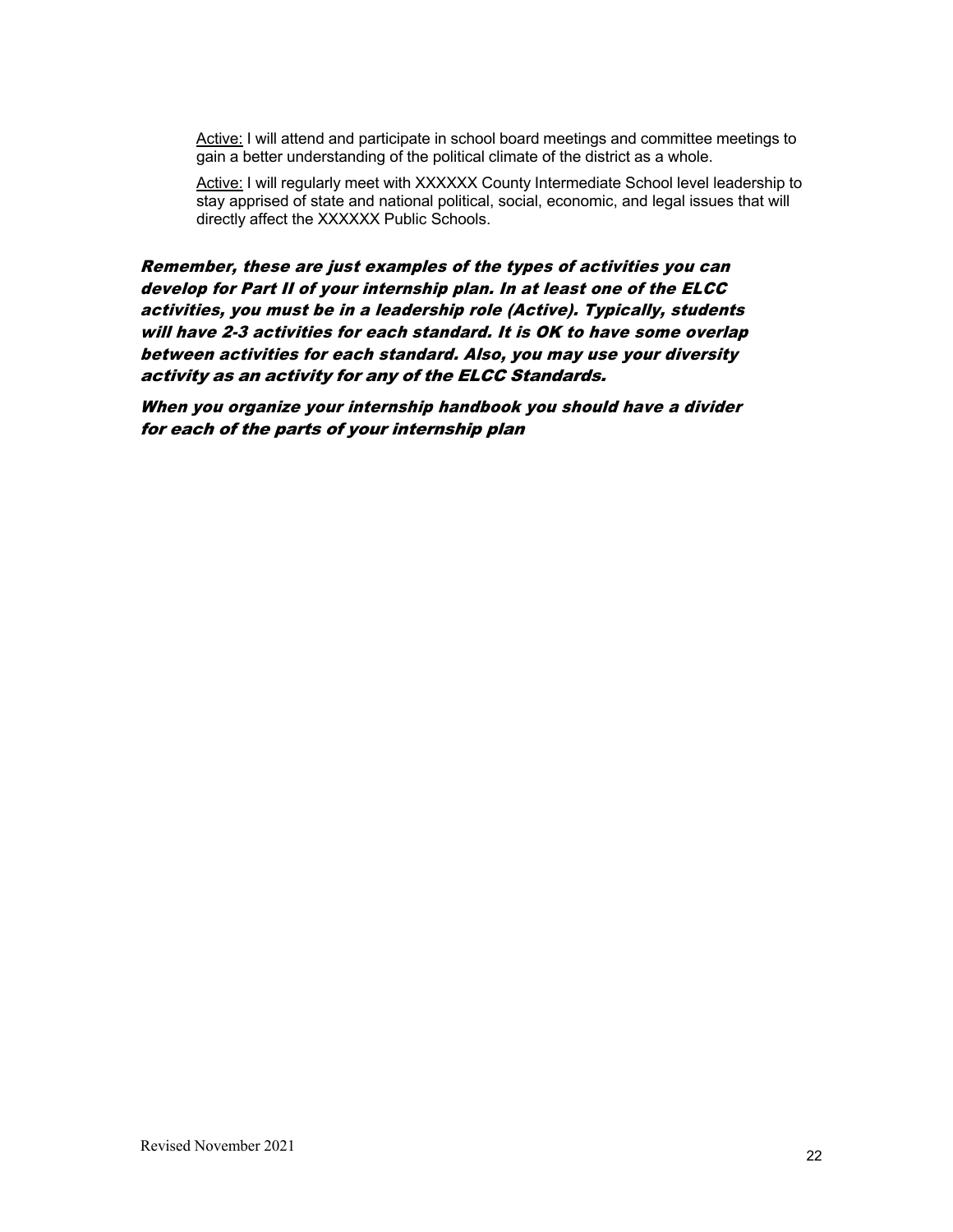Active: I will attend and participate in school board meetings and committee meetings to gain a better understanding of the political climate of the district as a whole.

Active: I will regularly meet with XXXXXX County Intermediate School level leadership to stay apprised of state and national political, social, economic, and legal issues that will directly affect the XXXXXX Public Schools.

***Remember, these are just examples of the types of activities you can develop for Part II of your internship plan. In at least one of the ELCC activities, you must be in a leadership role (Active). Typically, students will have 2-3 activities for each standard. It is OK to have some overlap between activities for each standard. Also, you may use your diversity activity as an activity for any of the ELCC Standards.***

***When you organize your internship handbook you should have a divider for each of the parts of your internship plan***

Revised November 2021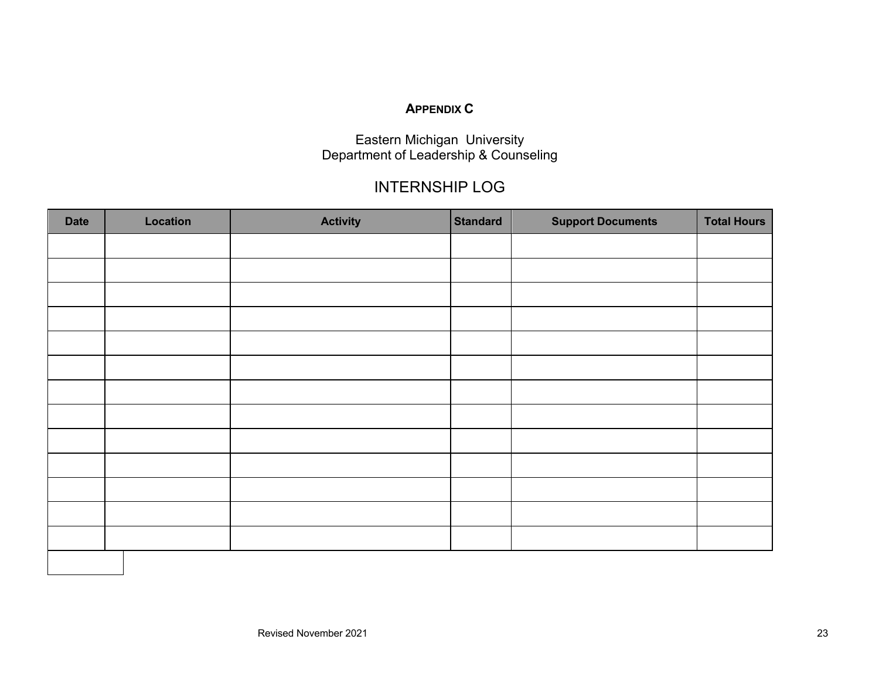## APPENDIX C

Eastern Michigan University
Department of Leadership & Counseling

# INTERNSHIP LOG

| Date | Location | Activity | Standard | Support Documents | Total Hours |
| --- | --- | --- | --- | --- | --- |
| | | | | | |
| | | | | | |
| | | | | | |
| | | | | | |
| | | | | | |
| | | | | | |
| | | | | | |
| | | | | | |
| | | | | | |
| | | | | | |
| | | | | | |
| | | | | | |
| | | | | | |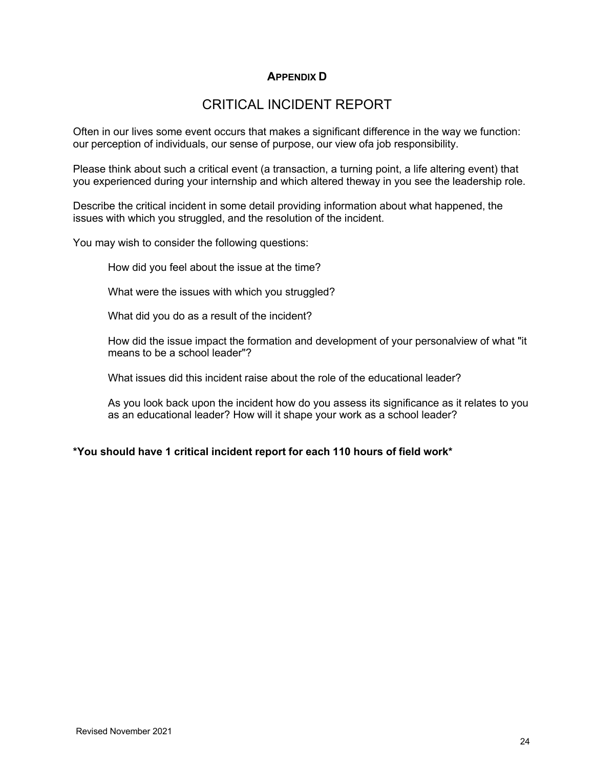## APPENDIX D

# CRITICAL INCIDENT REPORT

Often in our lives some event occurs that makes a significant difference in the way we function: our perception of individuals, our sense of purpose, our view ofa job responsibility.

Please think about such a critical event (a transaction, a turning point, a life altering event) that you experienced during your internship and which altered theway in you see the leadership role.

Describe the critical incident in some detail providing information about what happened, the issues with which you struggled, and the resolution of the incident.

You may wish to consider the following questions:

> How did you feel about the issue at the time?
>
> What were the issues with which you struggled?
>
> What did you do as a result of the incident?
>
> How did the issue impact the formation and development of your personalview of what "it means to be a school leader"?
>
> What issues did this incident raise about the role of the educational leader?
>
> As you look back upon the incident how do you assess its significance as it relates to you as an educational leader? How will it shape your work as a school leader?

**\*You should have 1 critical incident report for each 110 hours of field work\***

Revised November 2021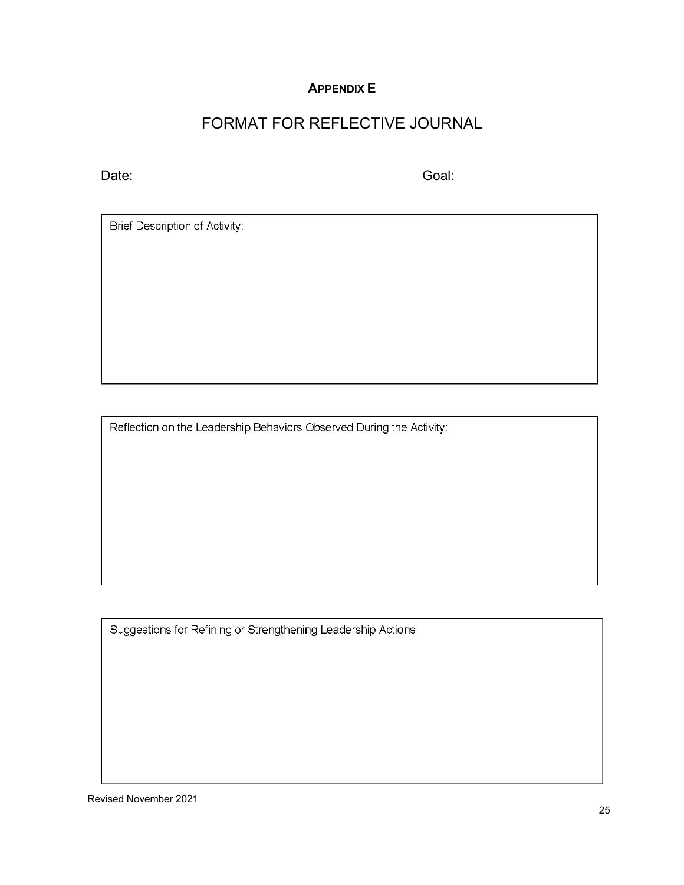## Appendix E

# FORMAT FOR REFLECTIVE JOURNAL

Date: Goal:

Brief Description of Activity:

Reflection on the Leadership Behaviors Observed During the Activity:

Suggestions for Refining or Strengthening Leadership Actions:

Revised November 2021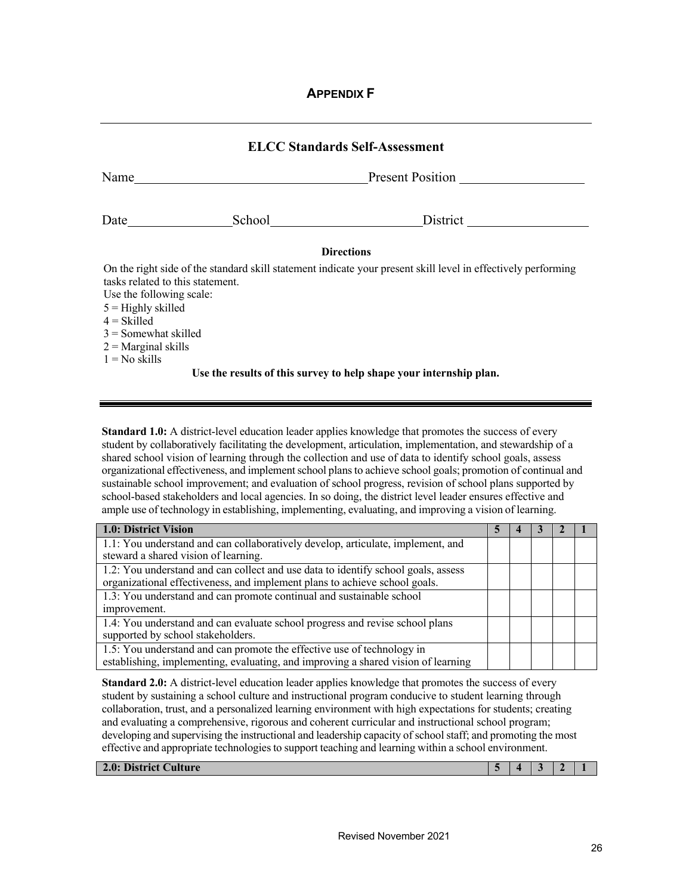## APPENDIX F

## ELCC Standards Self-Assessment

Name\_\_\_\_\_\_\_\_\_\_\_\_\_\_\_\_\_\_\_\_\_\_\_\_\_\_\_\_\_\_\_\_\_\_Present Position \_\_\_\_\_\_\_\_\_\_\_\_\_\_\_\_\_\_

Date\_\_\_\_\_\_\_\_\_\_\_\_\_\_\_School\_\_\_\_\_\_\_\_\_\_\_\_\_\_\_\_\_\_\_\_\_\_District \_\_\_\_\_\_\_\_\_\_\_\_\_\_\_\_\_\_

**Directions**

On the right side of the standard skill statement indicate your present skill level in effectively performing tasks related to this statement.
Use the following scale:
5 = Highly skilled
4 = Skilled
3 = Somewhat skilled
2 = Marginal skills
1 = No skills

**Use the results of this survey to help shape your internship plan.**

**Standard 1.0:** A district-level education leader applies knowledge that promotes the success of every student by collaboratively facilitating the development, articulation, implementation, and stewardship of a shared school vision of learning through the collection and use of data to identify school goals, assess organizational effectiveness, and implement school plans to achieve school goals; promotion of continual and sustainable school improvement; and evaluation of school progress, revision of school plans supported by school-based stakeholders and local agencies. In so doing, the district level leader ensures effective and ample use of technology in establishing, implementing, evaluating, and improving a vision of learning.

| 1.0: District Vision | 5 | 4 | 3 | 2 | 1 |
|---|---|---|---|---|---|
| 1.1: You understand and can collaboratively develop, articulate, implement, and steward a shared vision of learning. | | | | | |
| 1.2: You understand and can collect and use data to identify school goals, assess organizational effectiveness, and implement plans to achieve school goals. | | | | | |
| 1.3: You understand and can promote continual and sustainable school improvement. | | | | | |
| 1.4: You understand and can evaluate school progress and revise school plans supported by school stakeholders. | | | | | |
| 1.5: You understand and can promote the effective use of technology in establishing, implementing, evaluating, and improving a shared vision of learning | | | | | |

**Standard 2.0:** A district-level education leader applies knowledge that promotes the success of every student by sustaining a school culture and instructional program conducive to student learning through collaboration, trust, and a personalized learning environment with high expectations for students; creating and evaluating a comprehensive, rigorous and coherent curricular and instructional school program; developing and supervising the instructional and leadership capacity of school staff; and promoting the most effective and appropriate technologies to support teaching and learning within a school environment.

| 2.0: District Culture | 5 | 4 | 3 | 2 | 1 |
|---|---|---|---|---|---|

Revised November 2021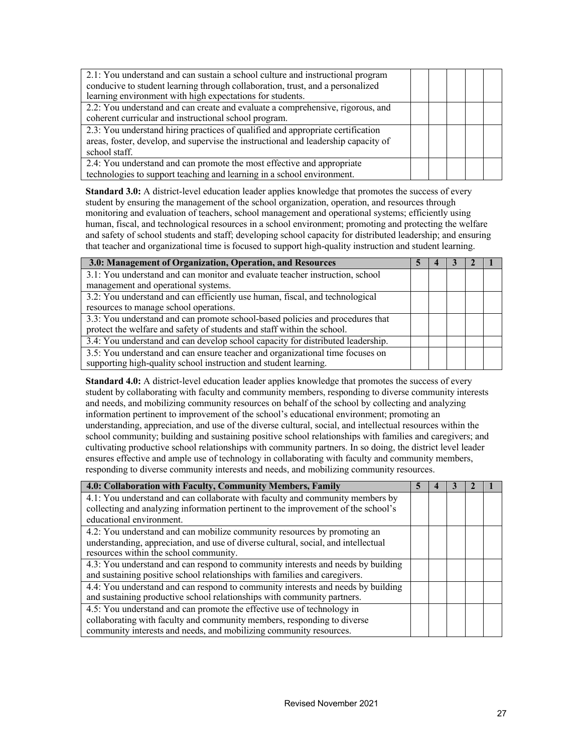| | | | | | |
|---|---|---|---|---|---|
| 2.1: You understand and can sustain a school culture and instructional program conducive to student learning through collaboration, trust, and a personalized learning environment with high expectations for students. | | | | | |
| 2.2: You understand and can create and evaluate a comprehensive, rigorous, and coherent curricular and instructional school program. | | | | | |
| 2.3: You understand hiring practices of qualified and appropriate certification areas, foster, develop, and supervise the instructional and leadership capacity of school staff. | | | | | |
| 2.4: You understand and can promote the most effective and appropriate technologies to support teaching and learning in a school environment. | | | | | |

**Standard 3.0:** A district-level education leader applies knowledge that promotes the success of every student by ensuring the management of the school organization, operation, and resources through monitoring and evaluation of teachers, school management and operational systems; efficiently using human, fiscal, and technological resources in a school environment; promoting and protecting the welfare and safety of school students and staff; developing school capacity for distributed leadership; and ensuring that teacher and organizational time is focused to support high-quality instruction and student learning.

| 3.0: Management of Organization, Operation, and Resources | 5 | 4 | 3 | 2 | 1 |
|---|---|---|---|---|---|
| 3.1: You understand and can monitor and evaluate teacher instruction, school management and operational systems. | | | | | |
| 3.2: You understand and can efficiently use human, fiscal, and technological resources to manage school operations. | | | | | |
| 3.3: You understand and can promote school-based policies and procedures that protect the welfare and safety of students and staff within the school. | | | | | |
| 3.4: You understand and can develop school capacity for distributed leadership. | | | | | |
| 3.5: You understand and can ensure teacher and organizational time focuses on supporting high-quality school instruction and student learning. | | | | | |

**Standard 4.0:** A district-level education leader applies knowledge that promotes the success of every student by collaborating with faculty and community members, responding to diverse community interests and needs, and mobilizing community resources on behalf of the school by collecting and analyzing information pertinent to improvement of the school's educational environment; promoting an understanding, appreciation, and use of the diverse cultural, social, and intellectual resources within the school community; building and sustaining positive school relationships with families and caregivers; and cultivating productive school relationships with community partners. In so doing, the district level leader ensures effective and ample use of technology in collaborating with faculty and community members, responding to diverse community interests and needs, and mobilizing community resources.

| 4.0: Collaboration with Faculty, Community Members, Family | 5 | 4 | 3 | 2 | 1 |
|---|---|---|---|---|---|
| 4.1: You understand and can collaborate with faculty and community members by collecting and analyzing information pertinent to the improvement of the school's educational environment. | | | | | |
| 4.2: You understand and can mobilize community resources by promoting an understanding, appreciation, and use of diverse cultural, social, and intellectual resources within the school community. | | | | | |
| 4.3: You understand and can respond to community interests and needs by building and sustaining positive school relationships with families and caregivers. | | | | | |
| 4.4: You understand and can respond to community interests and needs by building and sustaining productive school relationships with community partners. | | | | | |
| 4.5: You understand and can promote the effective use of technology in collaborating with faculty and community members, responding to diverse community interests and needs, and mobilizing community resources. | | | | | |

Revised November 2021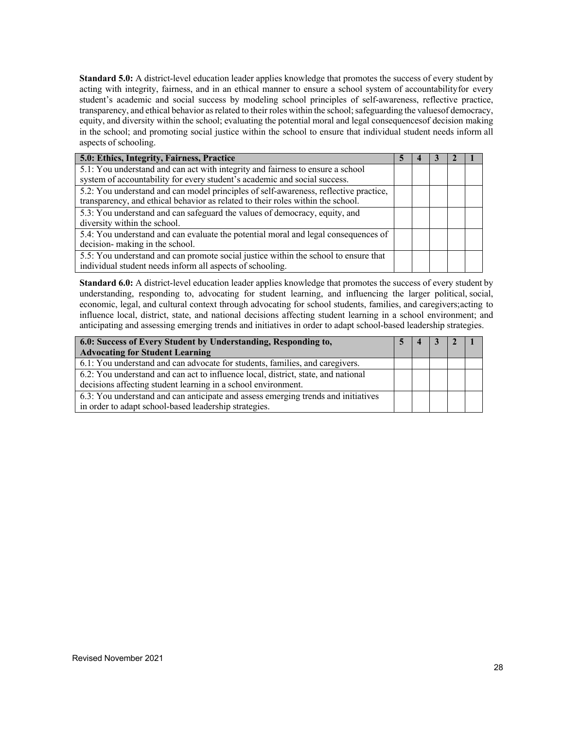**Standard 5.0:** A district-level education leader applies knowledge that promotes the success of every student by acting with integrity, fairness, and in an ethical manner to ensure a school system of accountabilityfor every student's academic and social success by modeling school principles of self-awareness, reflective practice, transparency, and ethical behavior as related to their roles within the school; safeguarding the valuesof democracy, equity, and diversity within the school; evaluating the potential moral and legal consequencesof decision making in the school; and promoting social justice within the school to ensure that individual student needs inform all aspects of schooling.

| **5.0: Ethics, Integrity, Fairness, Practice** | **5** | **4** | **3** | **2** | **1** |
|---|---|---|---|---|---|
| 5.1: You understand and can act with integrity and fairness to ensure a school system of accountability for every student's academic and social success. | | | | | |
| 5.2: You understand and can model principles of self-awareness, reflective practice, transparency, and ethical behavior as related to their roles within the school. | | | | | |
| 5.3: You understand and can safeguard the values of democracy, equity, and diversity within the school. | | | | | |
| 5.4: You understand and can evaluate the potential moral and legal consequences of decision- making in the school. | | | | | |
| 5.5: You understand and can promote social justice within the school to ensure that individual student needs inform all aspects of schooling. | | | | | |

**Standard 6.0:** A district-level education leader applies knowledge that promotes the success of every student by understanding, responding to, advocating for student learning, and influencing the larger political, social, economic, legal, and cultural context through advocating for school students, families, and caregivers;acting to influence local, district, state, and national decisions affecting student learning in a school environment; and anticipating and assessing emerging trends and initiatives in order to adapt school-based leadership strategies.

| **6.0: Success of Every Student by Understanding, Responding to, Advocating for Student Learning** | **5** | **4** | **3** | **2** | **1** |
|---|---|---|---|---|---|
| 6.1: You understand and can advocate for students, families, and caregivers. | | | | | |
| 6.2: You understand and can act to influence local, district, state, and national decisions affecting student learning in a school environment. | | | | | |
| 6.3: You understand and can anticipate and assess emerging trends and initiatives in order to adapt school-based leadership strategies. | | | | | |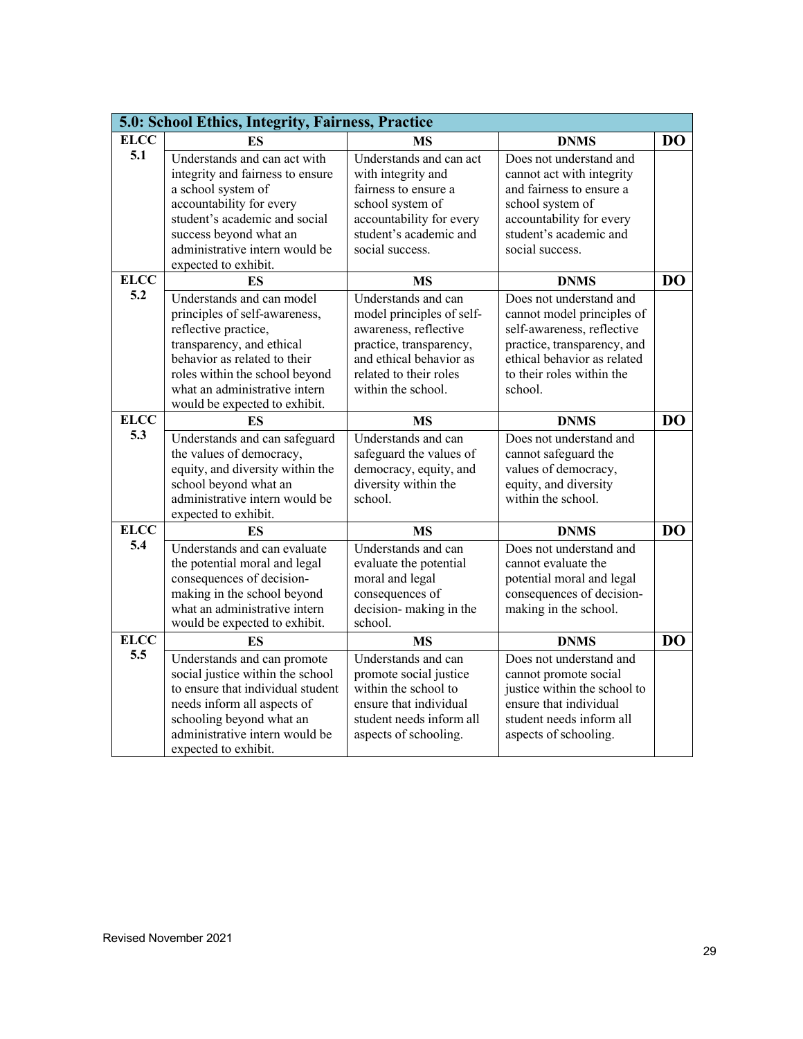| 5.0: School Ethics, Integrity, Fairness, Practice | | | | |
|---|---|---|---|---|
| **ELCC 5.1** | **ES** | **MS** | **DNMS** | **DO** |
| | Understands and can act with integrity and fairness to ensure a school system of accountability for every student's academic and social success beyond what an administrative intern would be expected to exhibit. | Understands and can act with integrity and fairness to ensure a school system of accountability for every student's academic and social success. | Does not understand and cannot act with integrity and fairness to ensure a school system of accountability for every student's academic and social success. | |
| **ELCC 5.2** | **ES** | **MS** | **DNMS** | **DO** |
| | Understands and can model principles of self-awareness, reflective practice, transparency, and ethical behavior as related to their roles within the school beyond what an administrative intern would be expected to exhibit. | Understands and can model principles of self-awareness, reflective practice, transparency, and ethical behavior as related to their roles within the school. | Does not understand and cannot model principles of self-awareness, reflective practice, transparency, and ethical behavior as related to their roles within the school. | |
| **ELCC 5.3** | **ES** | **MS** | **DNMS** | **DO** |
| | Understands and can safeguard the values of democracy, equity, and diversity within the school beyond what an administrative intern would be expected to exhibit. | Understands and can safeguard the values of democracy, equity, and diversity within the school. | Does not understand and cannot safeguard the values of democracy, equity, and diversity within the school. | |
| **ELCC 5.4** | **ES** | **MS** | **DNMS** | **DO** |
| | Understands and can evaluate the potential moral and legal consequences of decision-making in the school beyond what an administrative intern would be expected to exhibit. | Understands and can evaluate the potential moral and legal consequences of decision- making in the school. | Does not understand and cannot evaluate the potential moral and legal consequences of decision-making in the school. | |
| **ELCC 5.5** | **ES** | **MS** | **DNMS** | **DO** |
| | Understands and can promote social justice within the school to ensure that individual student needs inform all aspects of schooling beyond what an administrative intern would be expected to exhibit. | Understands and can promote social justice within the school to ensure that individual student needs inform all aspects of schooling. | Does not understand and cannot promote social justice within the school to ensure that individual student needs inform all aspects of schooling. | |

Revised November 2021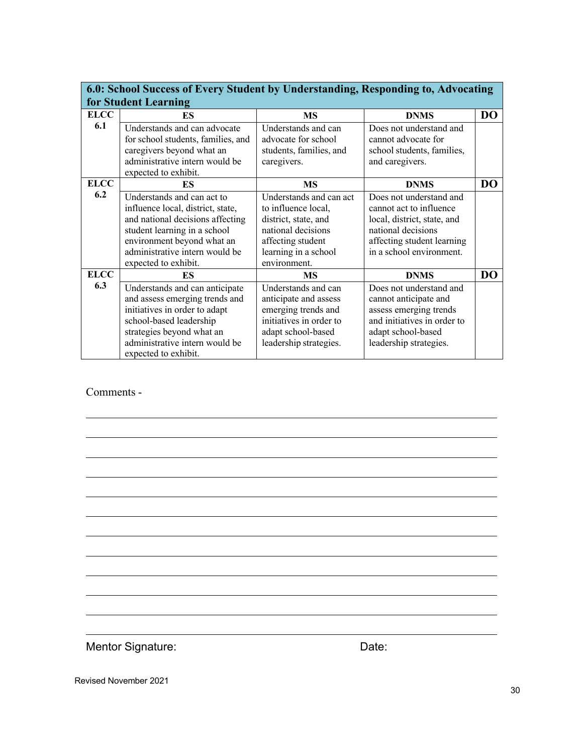| 6.0: School Success of Every Student by Understanding, Responding to, Advocating for Student Learning | | | | |
|---|---|---|---|---|
| **ELCC 6.1** | **ES** | **MS** | **DNMS** | **DO** |
| | Understands and can advocate for school students, families, and caregivers beyond what an administrative intern would be expected to exhibit. | Understands and can advocate for school students, families, and caregivers. | Does not understand and cannot advocate for school students, families, and caregivers. | |
| **ELCC 6.2** | **ES** | **MS** | **DNMS** | **DO** |
| | Understands and can act to influence local, district, state, and national decisions affecting student learning in a school environment beyond what an administrative intern would be expected to exhibit. | Understands and can act to influence local, district, state, and national decisions affecting student learning in a school environment. | Does not understand and cannot act to influence local, district, state, and national decisions affecting student learning in a school environment. | |
| **ELCC 6.3** | **ES** | **MS** | **DNMS** | **DO** |
| | Understands and can anticipate and assess emerging trends and initiatives in order to adapt school-based leadership strategies beyond what an administrative intern would be expected to exhibit. | Understands and can anticipate and assess emerging trends and initiatives in order to adapt school-based leadership strategies. | Does not understand and cannot anticipate and assess emerging trends and initiatives in order to adapt school-based leadership strategies. | |

Comments -

______________________________________________________________________

______________________________________________________________________

______________________________________________________________________

______________________________________________________________________

______________________________________________________________________

______________________________________________________________________

______________________________________________________________________

______________________________________________________________________

______________________________________________________________________

______________________________________________________________________

______________________________________________________________________

Mentor Signature: Date:

Revised November 2021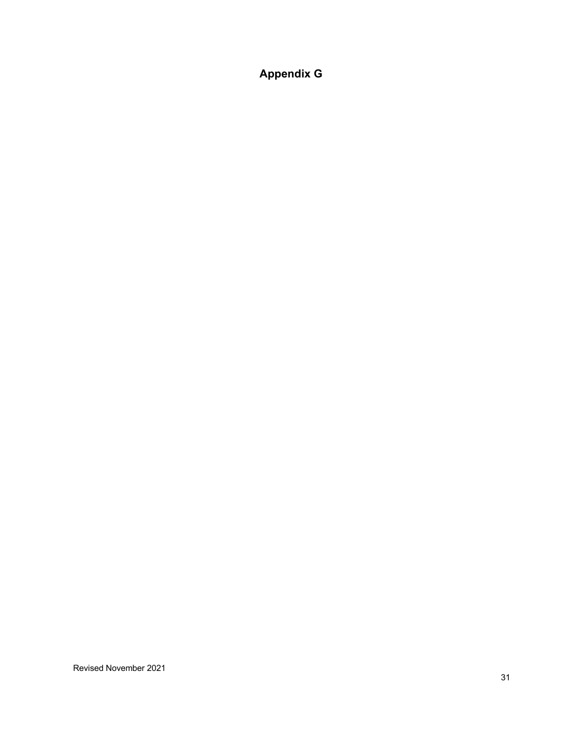# Appendix G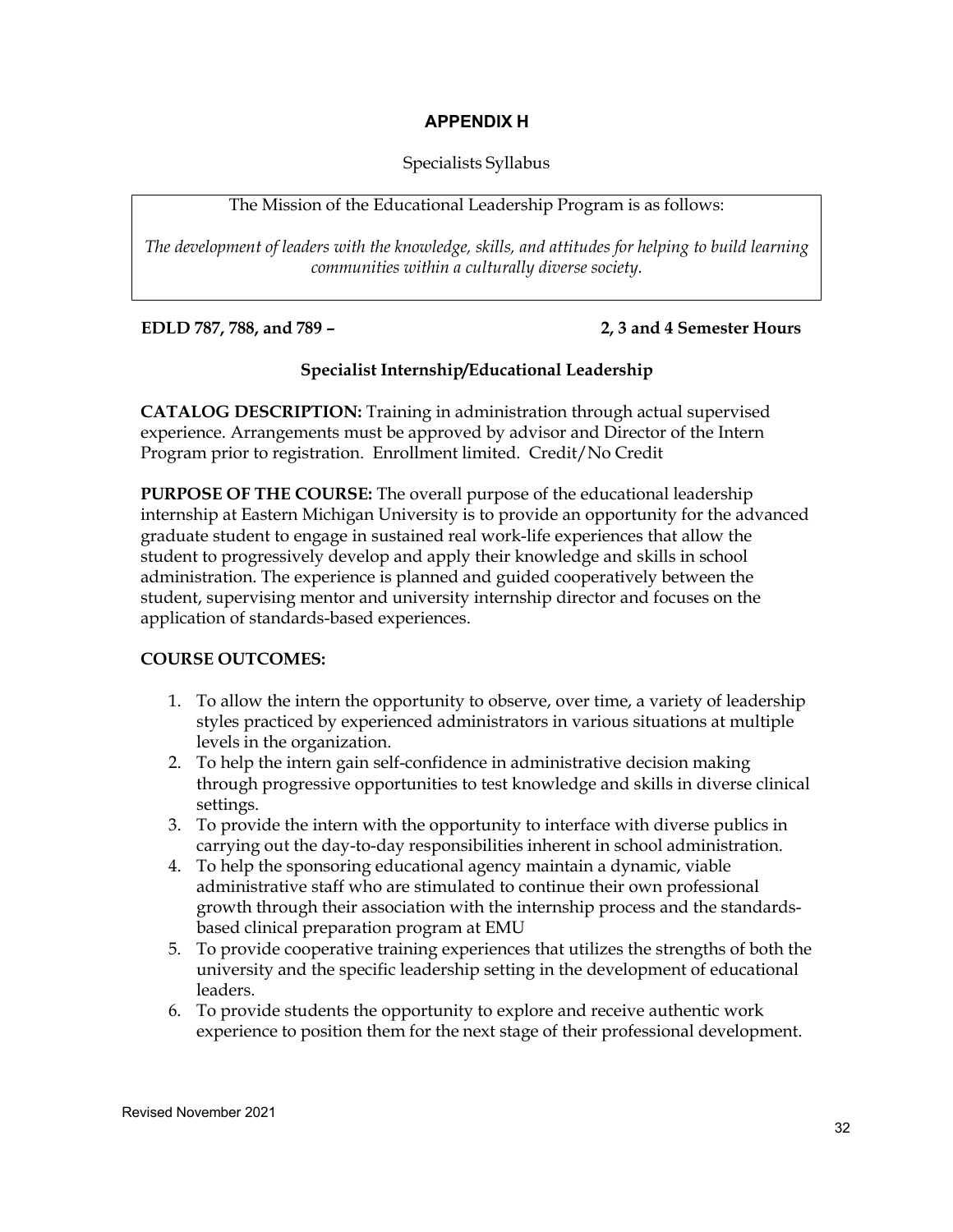# APPENDIX H

Specialists Syllabus

The Mission of the Educational Leadership Program is as follows:

*The development of leaders with the knowledge, skills, and attitudes for helping to build learning communities within a culturally diverse society.*

**EDLD 787, 788, and 789 – 2, 3 and 4 Semester Hours**

**Specialist Internship/Educational Leadership**

**CATALOG DESCRIPTION:** Training in administration through actual supervised experience. Arrangements must be approved by advisor and Director of the Intern Program prior to registration. Enrollment limited. Credit/No Credit

**PURPOSE OF THE COURSE:** The overall purpose of the educational leadership internship at Eastern Michigan University is to provide an opportunity for the advanced graduate student to engage in sustained real work-life experiences that allow the student to progressively develop and apply their knowledge and skills in school administration. The experience is planned and guided cooperatively between the student, supervising mentor and university internship director and focuses on the application of standards-based experiences.

**COURSE OUTCOMES:**

1. To allow the intern the opportunity to observe, over time, a variety of leadership styles practiced by experienced administrators in various situations at multiple levels in the organization.
2. To help the intern gain self-confidence in administrative decision making through progressive opportunities to test knowledge and skills in diverse clinical settings.
3. To provide the intern with the opportunity to interface with diverse publics in carrying out the day-to-day responsibilities inherent in school administration.
4. To help the sponsoring educational agency maintain a dynamic, viable administrative staff who are stimulated to continue their own professional growth through their association with the internship process and the standards-based clinical preparation program at EMU
5. To provide cooperative training experiences that utilizes the strengths of both the university and the specific leadership setting in the development of educational leaders.
6. To provide students the opportunity to explore and receive authentic work experience to position them for the next stage of their professional development.

Revised November 2021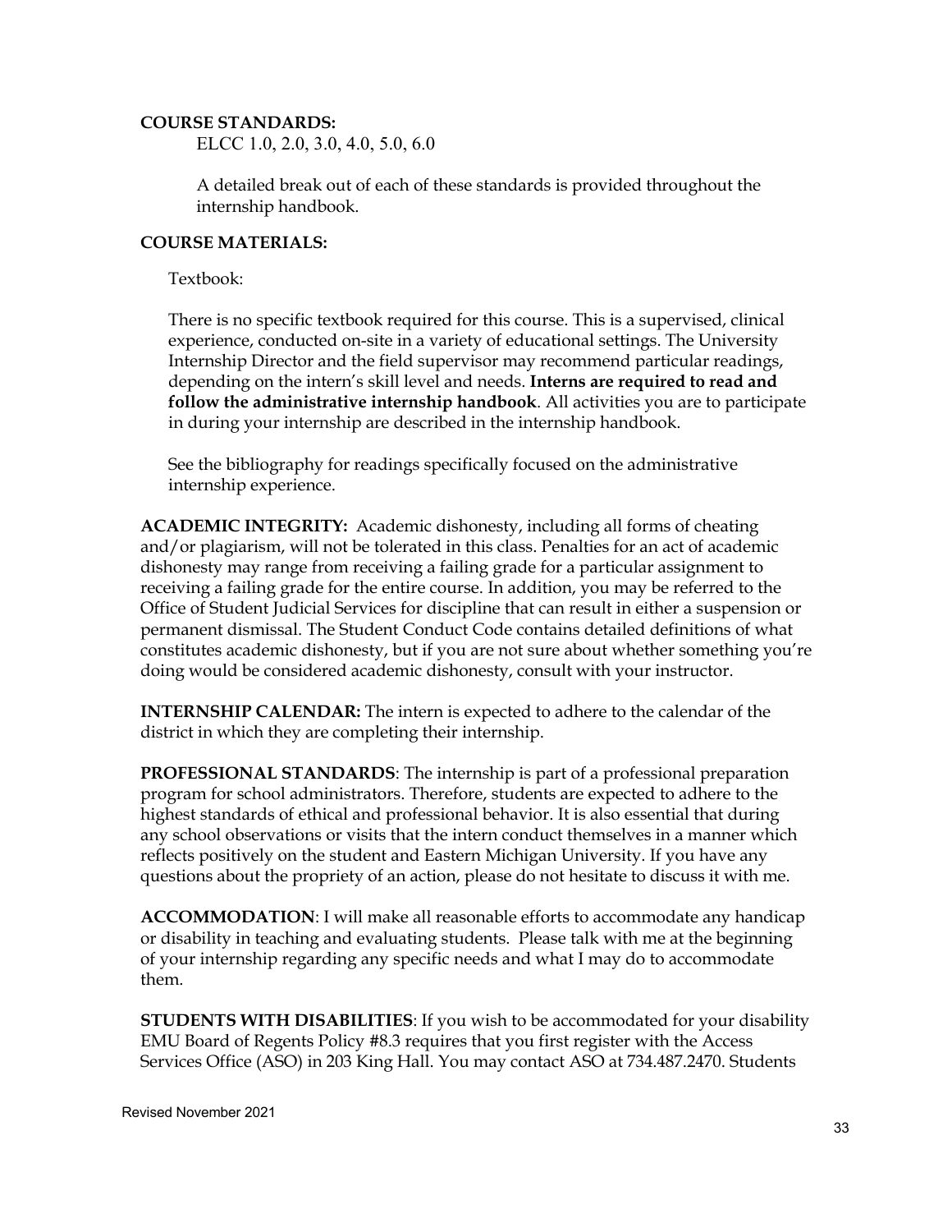**COURSE STANDARDS:**

ELCC 1.0, 2.0, 3.0, 4.0, 5.0, 6.0

A detailed break out of each of these standards is provided throughout the internship handbook.

**COURSE MATERIALS:**

Textbook:

There is no specific textbook required for this course. This is a supervised, clinical experience, conducted on-site in a variety of educational settings. The University Internship Director and the field supervisor may recommend particular readings, depending on the intern's skill level and needs. **Interns are required to read and follow the administrative internship handbook**. All activities you are to participate in during your internship are described in the internship handbook.

See the bibliography for readings specifically focused on the administrative internship experience.

**ACADEMIC INTEGRITY:** Academic dishonesty, including all forms of cheating and/or plagiarism, will not be tolerated in this class. Penalties for an act of academic dishonesty may range from receiving a failing grade for a particular assignment to receiving a failing grade for the entire course. In addition, you may be referred to the Office of Student Judicial Services for discipline that can result in either a suspension or permanent dismissal. The Student Conduct Code contains detailed definitions of what constitutes academic dishonesty, but if you are not sure about whether something you're doing would be considered academic dishonesty, consult with your instructor.

**INTERNSHIP CALENDAR:** The intern is expected to adhere to the calendar of the district in which they are completing their internship.

**PROFESSIONAL STANDARDS**: The internship is part of a professional preparation program for school administrators. Therefore, students are expected to adhere to the highest standards of ethical and professional behavior. It is also essential that during any school observations or visits that the intern conduct themselves in a manner which reflects positively on the student and Eastern Michigan University. If you have any questions about the propriety of an action, please do not hesitate to discuss it with me.

**ACCOMMODATION**: I will make all reasonable efforts to accommodate any handicap or disability in teaching and evaluating students. Please talk with me at the beginning of your internship regarding any specific needs and what I may do to accommodate them.

**STUDENTS WITH DISABILITIES**: If you wish to be accommodated for your disability EMU Board of Regents Policy #8.3 requires that you first register with the Access Services Office (ASO) in 203 King Hall. You may contact ASO at 734.487.2470. Students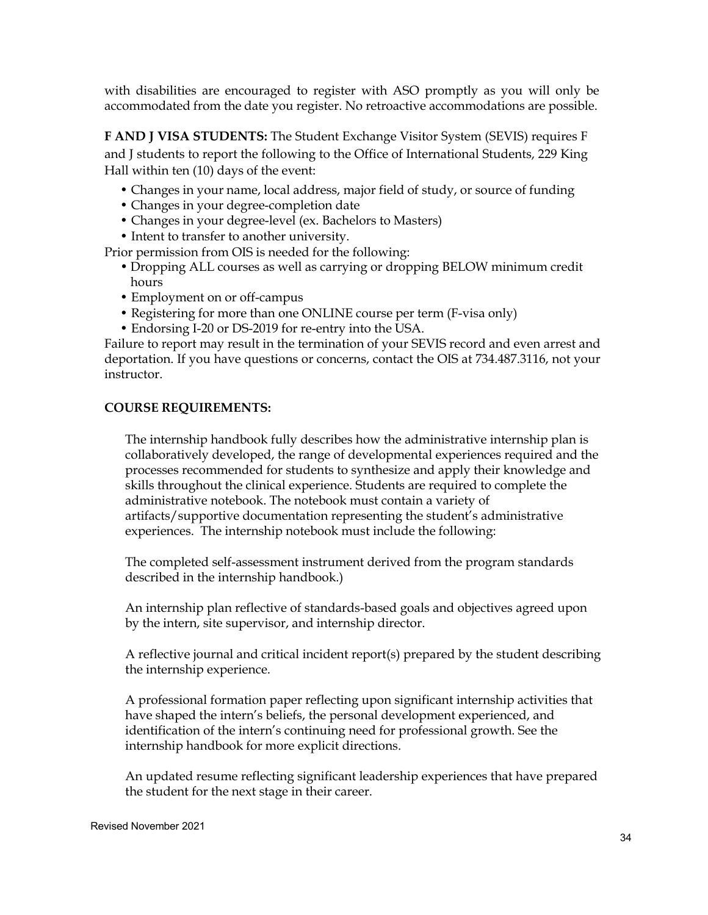with disabilities are encouraged to register with ASO promptly as you will only be accommodated from the date you register. No retroactive accommodations are possible.

**F AND J VISA STUDENTS:** The Student Exchange Visitor System (SEVIS) requires F and J students to report the following to the Office of International Students, 229 King Hall within ten (10) days of the event:

- Changes in your name, local address, major field of study, or source of funding
- Changes in your degree-completion date
- Changes in your degree-level (ex. Bachelors to Masters)
- Intent to transfer to another university.

Prior permission from OIS is needed for the following:

- Dropping ALL courses as well as carrying or dropping BELOW minimum credit hours
- Employment on or off-campus
- Registering for more than one ONLINE course per term (F-visa only)
- Endorsing I-20 or DS-2019 for re-entry into the USA.

Failure to report may result in the termination of your SEVIS record and even arrest and deportation. If you have questions or concerns, contact the OIS at 734.487.3116, not your instructor.

**COURSE REQUIREMENTS:**

The internship handbook fully describes how the administrative internship plan is collaboratively developed, the range of developmental experiences required and the processes recommended for students to synthesize and apply their knowledge and skills throughout the clinical experience. Students are required to complete the administrative notebook. The notebook must contain a variety of artifacts/supportive documentation representing the student's administrative experiences. The internship notebook must include the following:

The completed self-assessment instrument derived from the program standards described in the internship handbook.)

An internship plan reflective of standards-based goals and objectives agreed upon by the intern, site supervisor, and internship director.

A reflective journal and critical incident report(s) prepared by the student describing the internship experience.

A professional formation paper reflecting upon significant internship activities that have shaped the intern's beliefs, the personal development experienced, and identification of the intern's continuing need for professional growth. See the internship handbook for more explicit directions.

An updated resume reflecting significant leadership experiences that have prepared the student for the next stage in their career.

Revised November 2021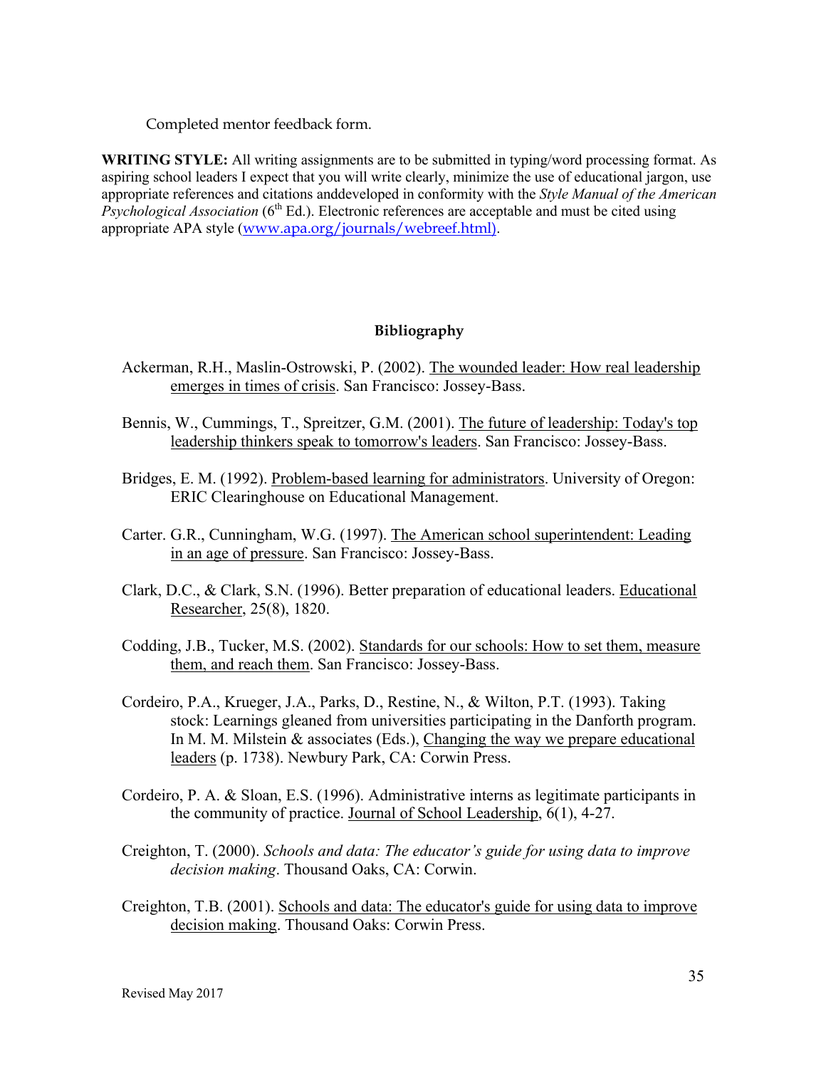Completed mentor feedback form.

**WRITING STYLE:** All writing assignments are to be submitted in typing/word processing format. As aspiring school leaders I expect that you will write clearly, minimize the use of educational jargon, use appropriate references and citations anddeveloped in conformity with the *Style Manual of the American Psychological Association* (6th Ed.). Electronic references are acceptable and must be cited using appropriate APA style (www.apa.org/journals/webreef.html).

## Bibliography

Ackerman, R.H., Maslin-Ostrowski, P. (2002). The wounded leader: How real leadership emerges in times of crisis. San Francisco: Jossey-Bass.

Bennis, W., Cummings, T., Spreitzer, G.M. (2001). The future of leadership: Today's top leadership thinkers speak to tomorrow's leaders. San Francisco: Jossey-Bass.

Bridges, E. M. (1992). Problem-based learning for administrators. University of Oregon: ERIC Clearinghouse on Educational Management.

Carter. G.R., Cunningham, W.G. (1997). The American school superintendent: Leading in an age of pressure. San Francisco: Jossey-Bass.

Clark, D.C., & Clark, S.N. (1996). Better preparation of educational leaders. Educational Researcher, 25(8), 1820.

Codding, J.B., Tucker, M.S. (2002). Standards for our schools: How to set them, measure them, and reach them. San Francisco: Jossey-Bass.

Cordeiro, P.A., Krueger, J.A., Parks, D., Restine, N., & Wilton, P.T. (1993). Taking stock: Learnings gleaned from universities participating in the Danforth program. In M. M. Milstein & associates (Eds.), Changing the way we prepare educational leaders (p. 1738). Newbury Park, CA: Corwin Press.

Cordeiro, P. A. & Sloan, E.S. (1996). Administrative interns as legitimate participants in the community of practice. Journal of School Leadership, 6(1), 4-27.

Creighton, T. (2000). *Schools and data: The educator's guide for using data to improve decision making*. Thousand Oaks, CA: Corwin.

Creighton, T.B. (2001). Schools and data: The educator's guide for using data to improve decision making. Thousand Oaks: Corwin Press.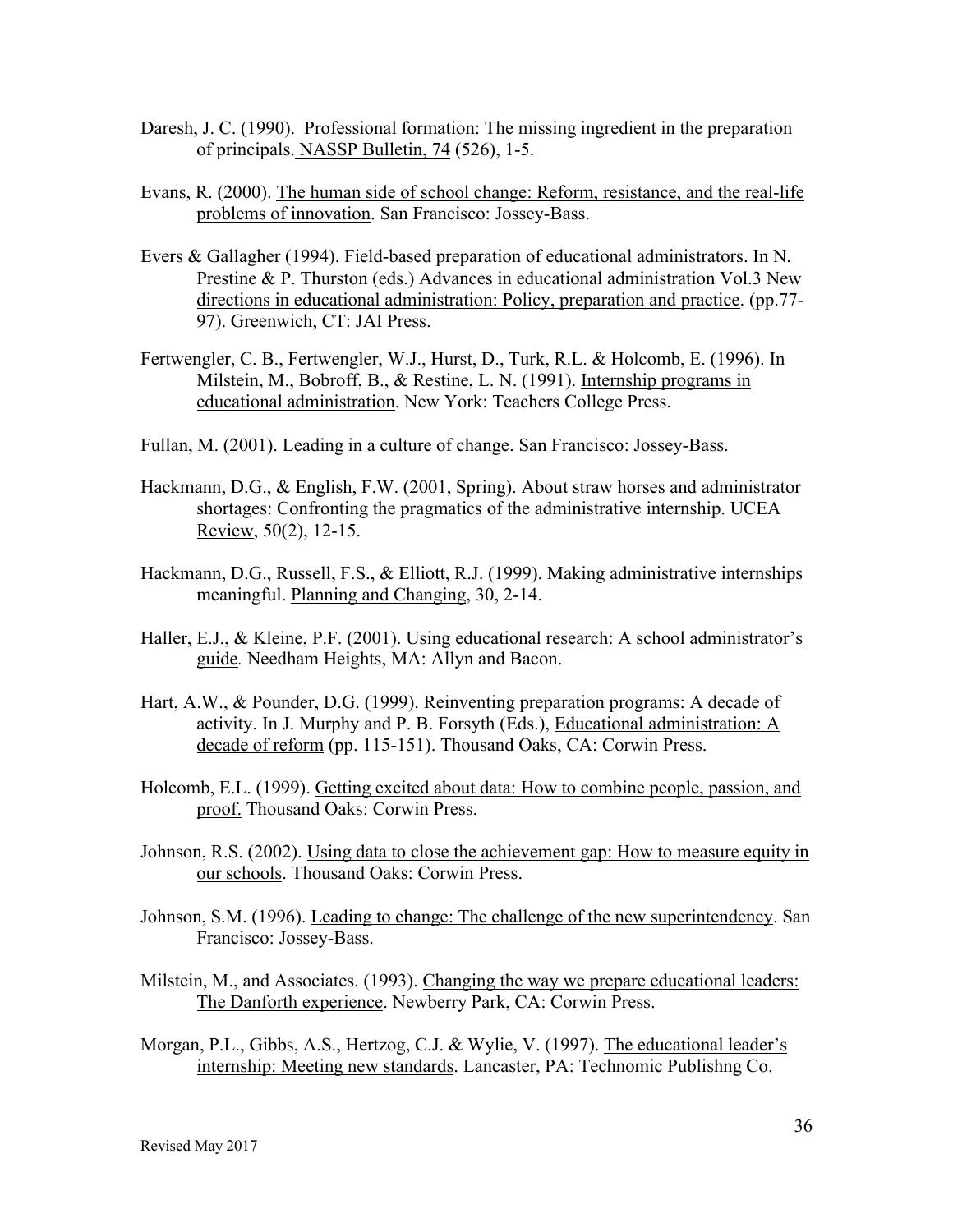Daresh, J. C. (1990). Professional formation: The missing ingredient in the preparation of principals. NASSP Bulletin, 74 (526), 1-5.

Evans, R. (2000). The human side of school change: Reform, resistance, and the real-life problems of innovation. San Francisco: Jossey-Bass.

Evers & Gallagher (1994). Field-based preparation of educational administrators. In N. Prestine & P. Thurston (eds.) Advances in educational administration Vol.3 New directions in educational administration: Policy, preparation and practice. (pp.77-97). Greenwich, CT: JAI Press.

Fertwengler, C. B., Fertwengler, W.J., Hurst, D., Turk, R.L. & Holcomb, E. (1996). In Milstein, M., Bobroff, B., & Restine, L. N. (1991). Internship programs in educational administration. New York: Teachers College Press.

Fullan, M. (2001). Leading in a culture of change. San Francisco: Jossey-Bass.

Hackmann, D.G., & English, F.W. (2001, Spring). About straw horses and administrator shortages: Confronting the pragmatics of the administrative internship. UCEA Review, 50(2), 12-15.

Hackmann, D.G., Russell, F.S., & Elliott, R.J. (1999). Making administrative internships meaningful. Planning and Changing, 30, 2-14.

Haller, E.J., & Kleine, P.F. (2001). Using educational research: A school administrator's guide. Needham Heights, MA: Allyn and Bacon.

Hart, A.W., & Pounder, D.G. (1999). Reinventing preparation programs: A decade of activity. In J. Murphy and P. B. Forsyth (Eds.), Educational administration: A decade of reform (pp. 115-151). Thousand Oaks, CA: Corwin Press.

Holcomb, E.L. (1999). Getting excited about data: How to combine people, passion, and proof. Thousand Oaks: Corwin Press.

Johnson, R.S. (2002). Using data to close the achievement gap: How to measure equity in our schools. Thousand Oaks: Corwin Press.

Johnson, S.M. (1996). Leading to change: The challenge of the new superintendency. San Francisco: Jossey-Bass.

Milstein, M., and Associates. (1993). Changing the way we prepare educational leaders: The Danforth experience. Newberry Park, CA: Corwin Press.

Morgan, P.L., Gibbs, A.S., Hertzog, C.J. & Wylie, V. (1997). The educational leader's internship: Meeting new standards. Lancaster, PA: Technomic Publishng Co.

Revised May 2017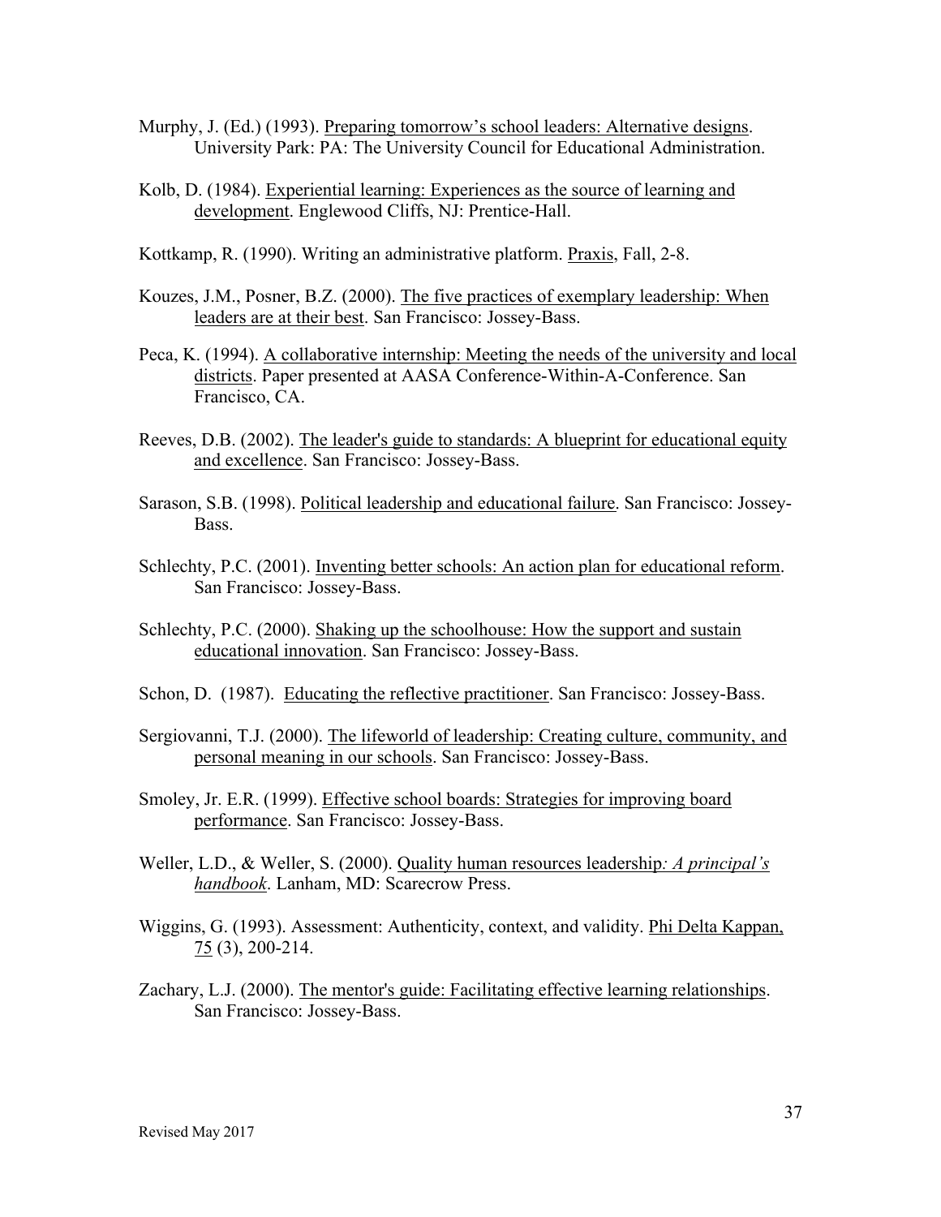Murphy, J. (Ed.) (1993). Preparing tomorrow's school leaders: Alternative designs. University Park: PA: The University Council for Educational Administration.

Kolb, D. (1984). Experiential learning: Experiences as the source of learning and development. Englewood Cliffs, NJ: Prentice-Hall.

Kottkamp, R. (1990). Writing an administrative platform. Praxis, Fall, 2-8.

Kouzes, J.M., Posner, B.Z. (2000). The five practices of exemplary leadership: When leaders are at their best. San Francisco: Jossey-Bass.

Peca, K. (1994). A collaborative internship: Meeting the needs of the university and local districts. Paper presented at AASA Conference-Within-A-Conference. San Francisco, CA.

Reeves, D.B. (2002). The leader's guide to standards: A blueprint for educational equity and excellence. San Francisco: Jossey-Bass.

Sarason, S.B. (1998). Political leadership and educational failure. San Francisco: Jossey-Bass.

Schlechty, P.C. (2001). Inventing better schools: An action plan for educational reform. San Francisco: Jossey-Bass.

Schlechty, P.C. (2000). Shaking up the schoolhouse: How the support and sustain educational innovation. San Francisco: Jossey-Bass.

Schon, D. (1987). Educating the reflective practitioner. San Francisco: Jossey-Bass.

Sergiovanni, T.J. (2000). The lifeworld of leadership: Creating culture, community, and personal meaning in our schools. San Francisco: Jossey-Bass.

Smoley, Jr. E.R. (1999). Effective school boards: Strategies for improving board performance. San Francisco: Jossey-Bass.

Weller, L.D., & Weller, S. (2000). Quality human resources leadership*: A principal's handbook*. Lanham, MD: Scarecrow Press.

Wiggins, G. (1993). Assessment: Authenticity, context, and validity. Phi Delta Kappan, 75 (3), 200-214.

Zachary, L.J. (2000). The mentor's guide: Facilitating effective learning relationships. San Francisco: Jossey-Bass.

Revised May 2017